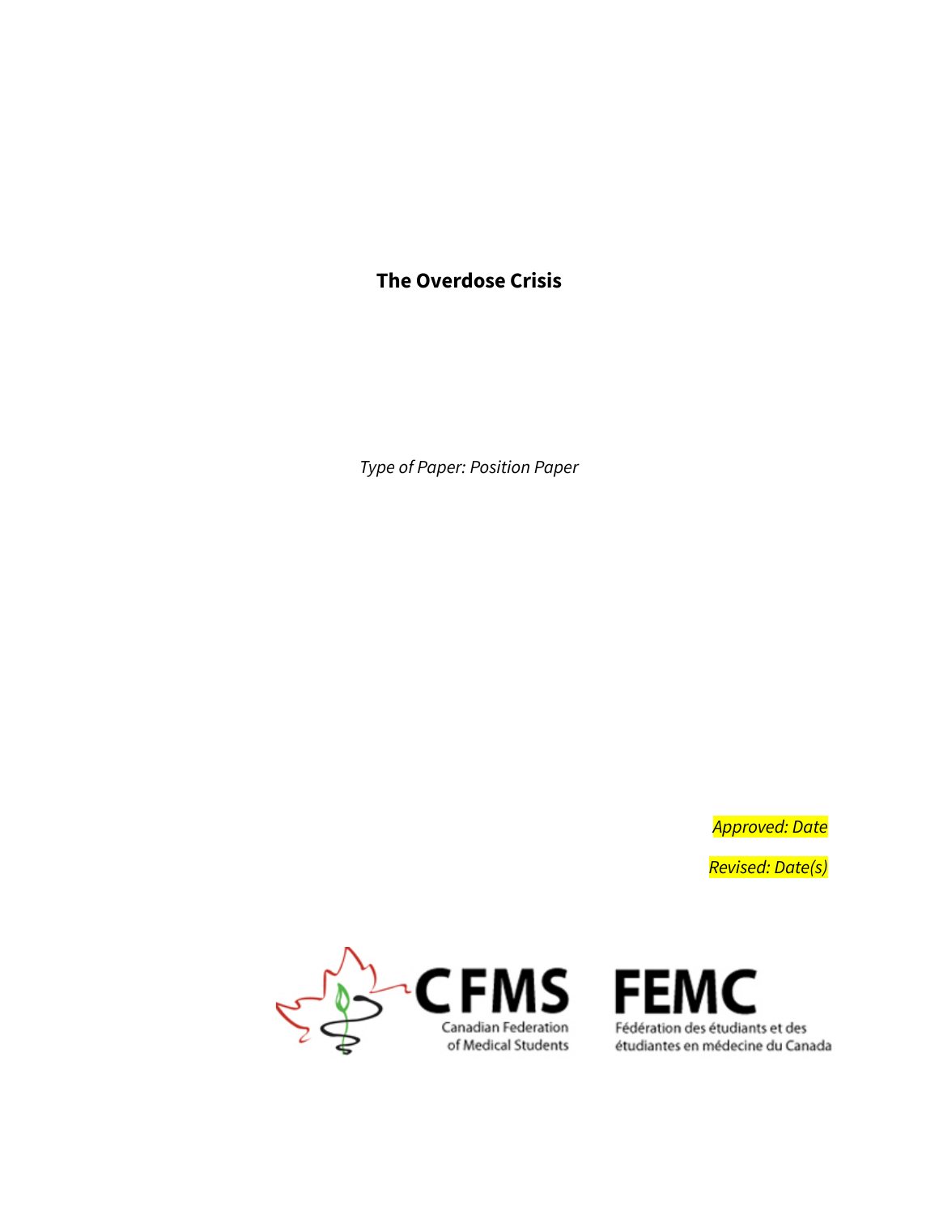# The Overdose Crisis

*Type of Paper: Position Paper*

*Approved: Date*

*Revised: Date(s)*

CFMS Canadian Federation of Medical Students

FEMC Fédération des étudiants et des étudiantes en médecine du Canada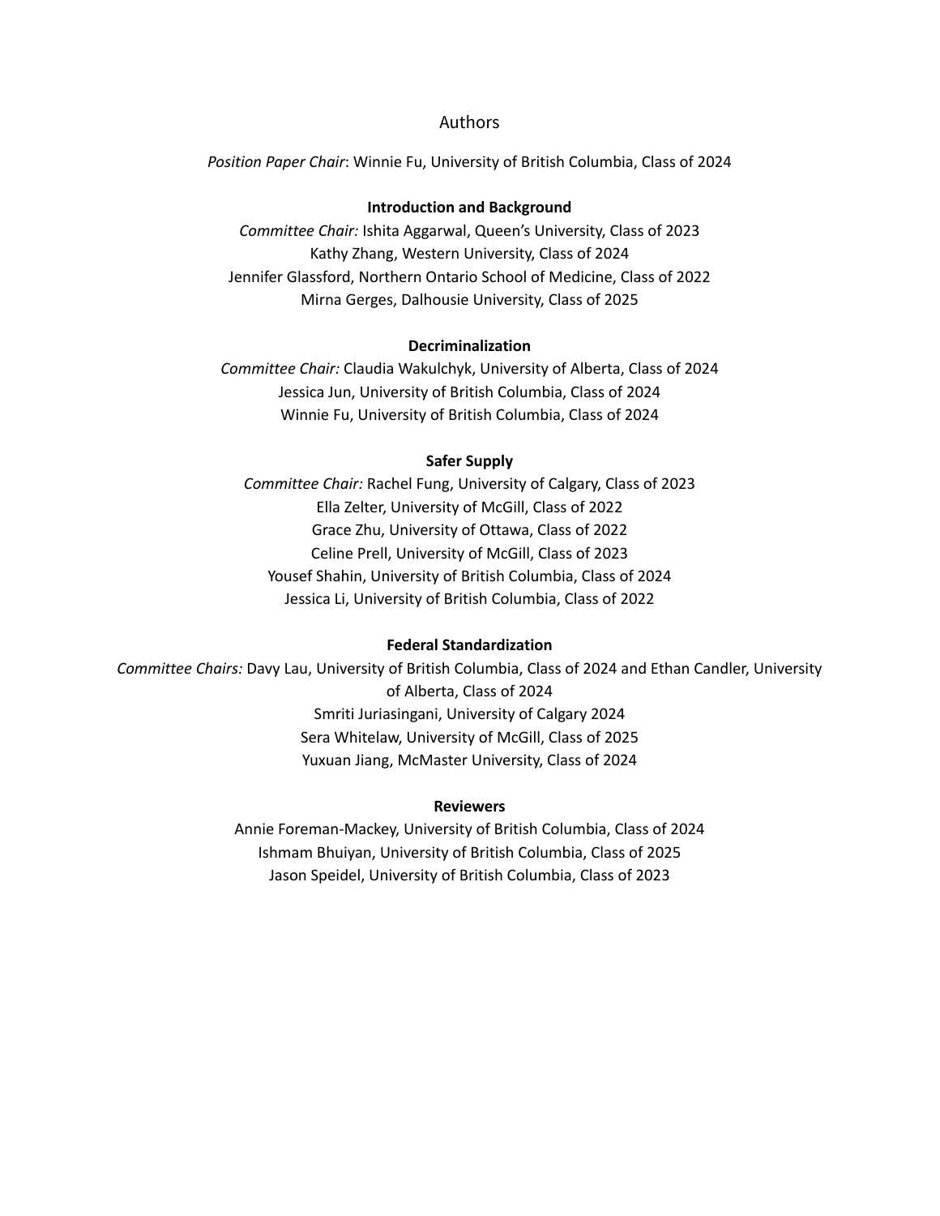# Authors

*Position Paper Chair*: Winnie Fu, University of British Columbia, Class of 2024

**Introduction and Background**

*Committee Chair:* Ishita Aggarwal, Queen's University, Class of 2023
Kathy Zhang, Western University, Class of 2024
Jennifer Glassford, Northern Ontario School of Medicine, Class of 2022
Mirna Gerges, Dalhousie University, Class of 2025

**Decriminalization**

*Committee Chair:* Claudia Wakulchyk, University of Alberta, Class of 2024
Jessica Jun, University of British Columbia, Class of 2024
Winnie Fu, University of British Columbia, Class of 2024

**Safer Supply**

*Committee Chair:* Rachel Fung, University of Calgary, Class of 2023
Ella Zelter, University of McGill, Class of 2022
Grace Zhu, University of Ottawa, Class of 2022
Celine Prell, University of McGill, Class of 2023
Yousef Shahin, University of British Columbia, Class of 2024
Jessica Li, University of British Columbia, Class of 2022

**Federal Standardization**

*Committee Chairs:* Davy Lau, University of British Columbia, Class of 2024 and Ethan Candler, University of Alberta, Class of 2024
Smriti Juriasingani, University of Calgary 2024
Sera Whitelaw, University of McGill, Class of 2025
Yuxuan Jiang, McMaster University, Class of 2024

**Reviewers**

Annie Foreman-Mackey, University of British Columbia, Class of 2024
Ishmam Bhuiyan, University of British Columbia, Class of 2025
Jason Speidel, University of British Columbia, Class of 2023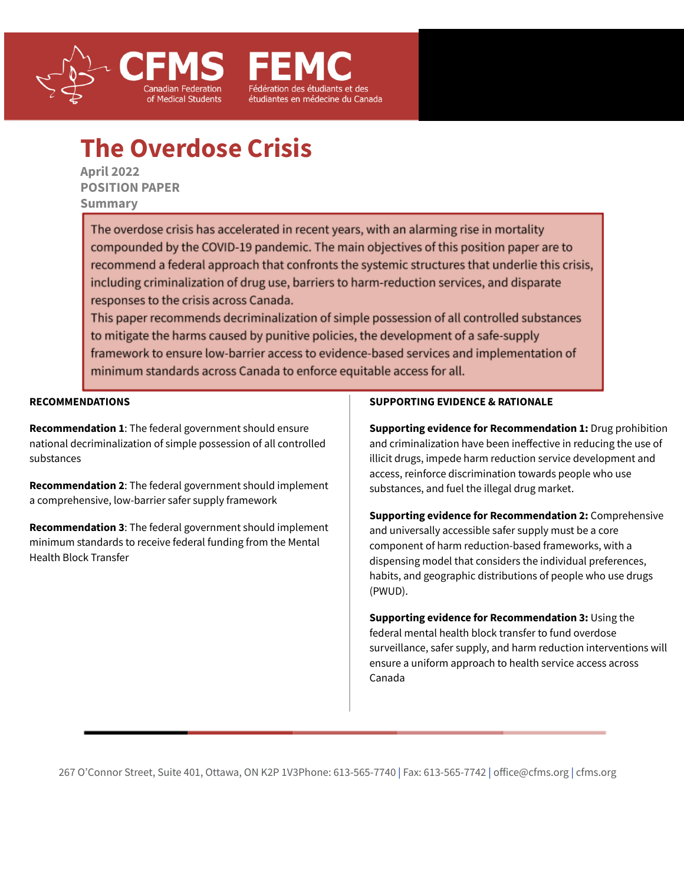# The Overdose Crisis

**April 2022**
**POSITION PAPER**
**Summary**

The overdose crisis has accelerated in recent years, with an alarming rise in mortality compounded by the COVID-19 pandemic. The main objectives of this position paper are to recommend a federal approach that confronts the systemic structures that underlie this crisis, including criminalization of drug use, barriers to harm-reduction services, and disparate responses to the crisis across Canada.

This paper recommends decriminalization of simple possession of all controlled substances to mitigate the harms caused by punitive policies, the development of a safe-supply framework to ensure low-barrier access to evidence-based services and implementation of minimum standards across Canada to enforce equitable access for all.

**RECOMMENDATIONS**

**Recommendation 1**: The federal government should ensure national decriminalization of simple possession of all controlled substances

**Recommendation 2**: The federal government should implement a comprehensive, low-barrier safer supply framework

**Recommendation 3**: The federal government should implement minimum standards to receive federal funding from the Mental Health Block Transfer

**SUPPORTING EVIDENCE & RATIONALE**

**Supporting evidence for Recommendation 1:** Drug prohibition and criminalization have been ineffective in reducing the use of illicit drugs, impede harm reduction service development and access, reinforce discrimination towards people who use substances, and fuel the illegal drug market.

**Supporting evidence for Recommendation 2:** Comprehensive and universally accessible safer supply must be a core component of harm reduction-based frameworks, with a dispensing model that considers the individual preferences, habits, and geographic distributions of people who use drugs (PWUD).

**Supporting evidence for Recommendation 3:** Using the federal mental health block transfer to fund overdose surveillance, safer supply, and harm reduction interventions will ensure a uniform approach to health service access across Canada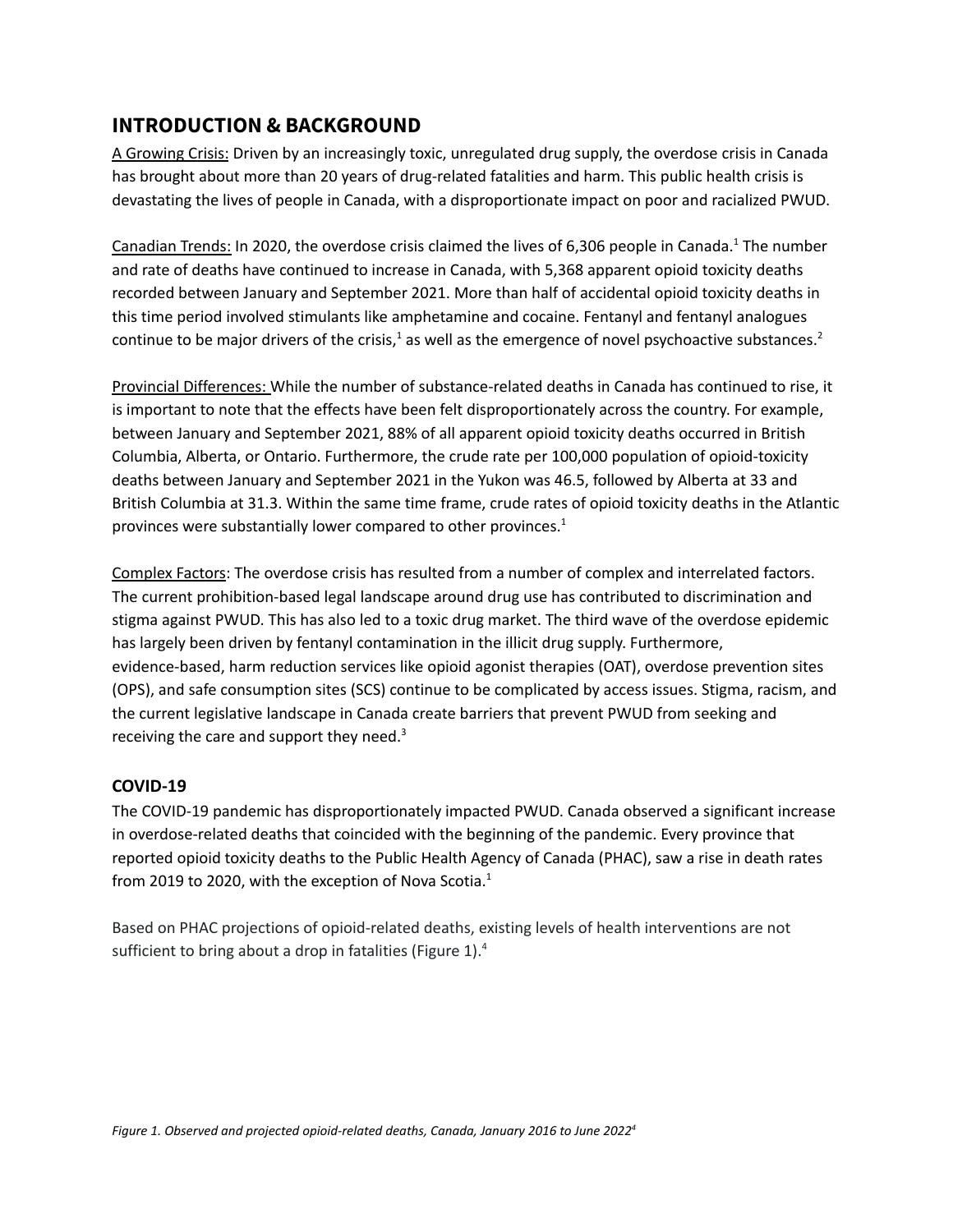## INTRODUCTION & BACKGROUND

A Growing Crisis: Driven by an increasingly toxic, unregulated drug supply, the overdose crisis in Canada has brought about more than 20 years of drug-related fatalities and harm. This public health crisis is devastating the lives of people in Canada, with a disproportionate impact on poor and racialized PWUD.

Canadian Trends: In 2020, the overdose crisis claimed the lives of 6,306 people in Canada.[1] The number and rate of deaths have continued to increase in Canada, with 5,368 apparent opioid toxicity deaths recorded between January and September 2021. More than half of accidental opioid toxicity deaths in this time period involved stimulants like amphetamine and cocaine. Fentanyl and fentanyl analogues continue to be major drivers of the crisis,[1] as well as the emergence of novel psychoactive substances.[2]

Provincial Differences: While the number of substance-related deaths in Canada has continued to rise, it is important to note that the effects have been felt disproportionately across the country. For example, between January and September 2021, 88% of all apparent opioid toxicity deaths occurred in British Columbia, Alberta, or Ontario. Furthermore, the crude rate per 100,000 population of opioid-toxicity deaths between January and September 2021 in the Yukon was 46.5, followed by Alberta at 33 and British Columbia at 31.3. Within the same time frame, crude rates of opioid toxicity deaths in the Atlantic provinces were substantially lower compared to other provinces.[1]

Complex Factors: The overdose crisis has resulted from a number of complex and interrelated factors. The current prohibition-based legal landscape around drug use has contributed to discrimination and stigma against PWUD. This has also led to a toxic drug market. The third wave of the overdose epidemic has largely been driven by fentanyl contamination in the illicit drug supply. Furthermore, evidence-based, harm reduction services like opioid agonist therapies (OAT), overdose prevention sites (OPS), and safe consumption sites (SCS) continue to be complicated by access issues. Stigma, racism, and the current legislative landscape in Canada create barriers that prevent PWUD from seeking and receiving the care and support they need.[3]

### COVID-19

The COVID-19 pandemic has disproportionately impacted PWUD. Canada observed a significant increase in overdose-related deaths that coincided with the beginning of the pandemic. Every province that reported opioid toxicity deaths to the Public Health Agency of Canada (PHAC), saw a rise in death rates from 2019 to 2020, with the exception of Nova Scotia.[1]

Based on PHAC projections of opioid-related deaths, existing levels of health interventions are not sufficient to bring about a drop in fatalities (Figure 1).[4]

*Figure 1. Observed and projected opioid-related deaths, Canada, January 2016 to June 2022[4]*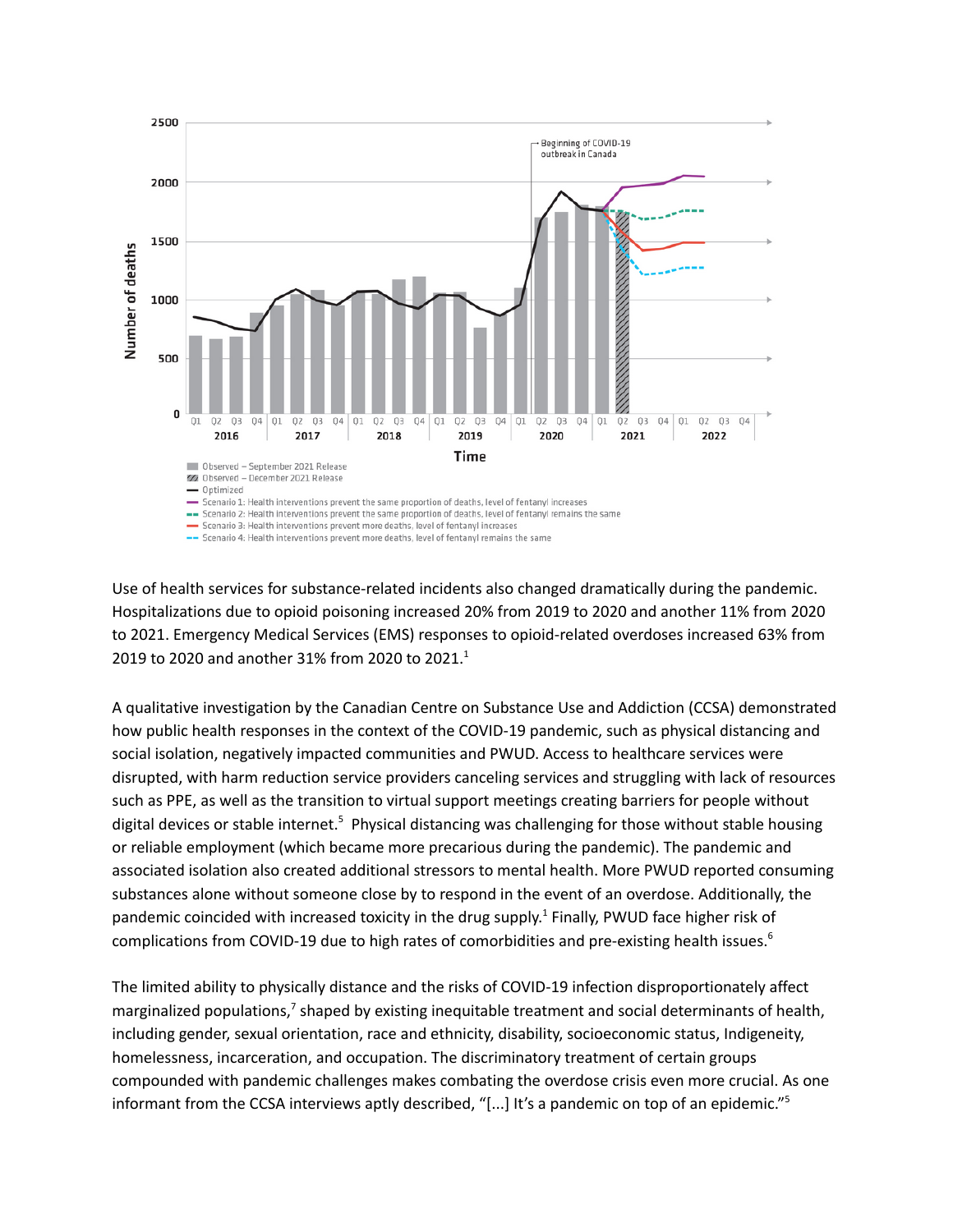Use of health services for substance-related incidents also changed dramatically during the pandemic. Hospitalizations due to opioid poisoning increased 20% from 2019 to 2020 and another 11% from 2020 to 2021. Emergency Medical Services (EMS) responses to opioid-related overdoses increased 63% from 2019 to 2020 and another 31% from 2020 to 2021.[1]

A qualitative investigation by the Canadian Centre on Substance Use and Addiction (CCSA) demonstrated how public health responses in the context of the COVID-19 pandemic, such as physical distancing and social isolation, negatively impacted communities and PWUD. Access to healthcare services were disrupted, with harm reduction service providers canceling services and struggling with lack of resources such as PPE, as well as the transition to virtual support meetings creating barriers for people without digital devices or stable internet.[5] Physical distancing was challenging for those without stable housing or reliable employment (which became more precarious during the pandemic). The pandemic and associated isolation also created additional stressors to mental health. More PWUD reported consuming substances alone without someone close by to respond in the event of an overdose. Additionally, the pandemic coincided with increased toxicity in the drug supply.[1] Finally, PWUD face higher risk of complications from COVID-19 due to high rates of comorbidities and pre-existing health issues.[6]

The limited ability to physically distance and the risks of COVID-19 infection disproportionately affect marginalized populations,[7] shaped by existing inequitable treatment and social determinants of health, including gender, sexual orientation, race and ethnicity, disability, socioeconomic status, Indigeneity, homelessness, incarceration, and occupation. The discriminatory treatment of certain groups compounded with pandemic challenges makes combating the overdose crisis even more crucial. As one informant from the CCSA interviews aptly described, "[...] It's a pandemic on top of an epidemic."[5]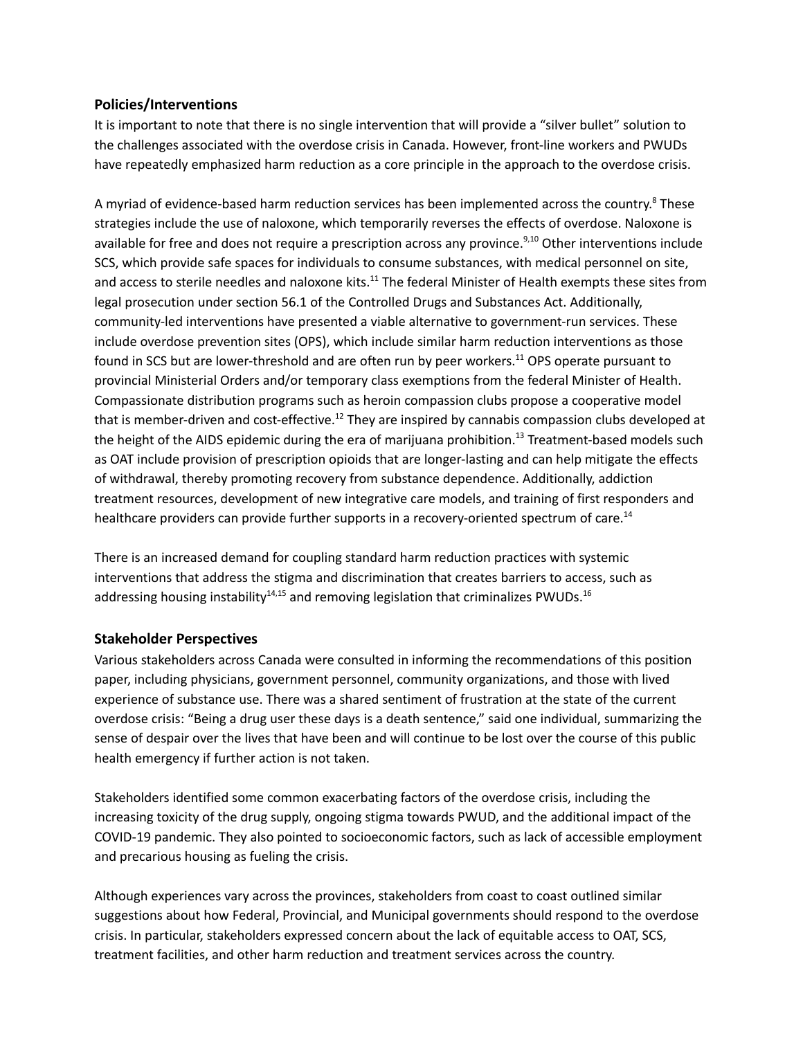## Policies/Interventions

It is important to note that there is no single intervention that will provide a "silver bullet" solution to the challenges associated with the overdose crisis in Canada. However, front-line workers and PWUDs have repeatedly emphasized harm reduction as a core principle in the approach to the overdose crisis.

A myriad of evidence-based harm reduction services has been implemented across the country.[8] These strategies include the use of naloxone, which temporarily reverses the effects of overdose. Naloxone is available for free and does not require a prescription across any province.[9,10] Other interventions include SCS, which provide safe spaces for individuals to consume substances, with medical personnel on site, and access to sterile needles and naloxone kits.[11] The federal Minister of Health exempts these sites from legal prosecution under section 56.1 of the Controlled Drugs and Substances Act. Additionally, community-led interventions have presented a viable alternative to government-run services. These include overdose prevention sites (OPS), which include similar harm reduction interventions as those found in SCS but are lower-threshold and are often run by peer workers.[11] OPS operate pursuant to provincial Ministerial Orders and/or temporary class exemptions from the federal Minister of Health. Compassionate distribution programs such as heroin compassion clubs propose a cooperative model that is member-driven and cost-effective.[12] They are inspired by cannabis compassion clubs developed at the height of the AIDS epidemic during the era of marijuana prohibition.[13] Treatment-based models such as OAT include provision of prescription opioids that are longer-lasting and can help mitigate the effects of withdrawal, thereby promoting recovery from substance dependence. Additionally, addiction treatment resources, development of new integrative care models, and training of first responders and healthcare providers can provide further supports in a recovery-oriented spectrum of care.[14]

There is an increased demand for coupling standard harm reduction practices with systemic interventions that address the stigma and discrimination that creates barriers to access, such as addressing housing instability[14,15] and removing legislation that criminalizes PWUDs.[16]

## Stakeholder Perspectives

Various stakeholders across Canada were consulted in informing the recommendations of this position paper, including physicians, government personnel, community organizations, and those with lived experience of substance use. There was a shared sentiment of frustration at the state of the current overdose crisis: "Being a drug user these days is a death sentence," said one individual, summarizing the sense of despair over the lives that have been and will continue to be lost over the course of this public health emergency if further action is not taken.

Stakeholders identified some common exacerbating factors of the overdose crisis, including the increasing toxicity of the drug supply, ongoing stigma towards PWUD, and the additional impact of the COVID-19 pandemic. They also pointed to socioeconomic factors, such as lack of accessible employment and precarious housing as fueling the crisis.

Although experiences vary across the provinces, stakeholders from coast to coast outlined similar suggestions about how Federal, Provincial, and Municipal governments should respond to the overdose crisis. In particular, stakeholders expressed concern about the lack of equitable access to OAT, SCS, treatment facilities, and other harm reduction and treatment services across the country.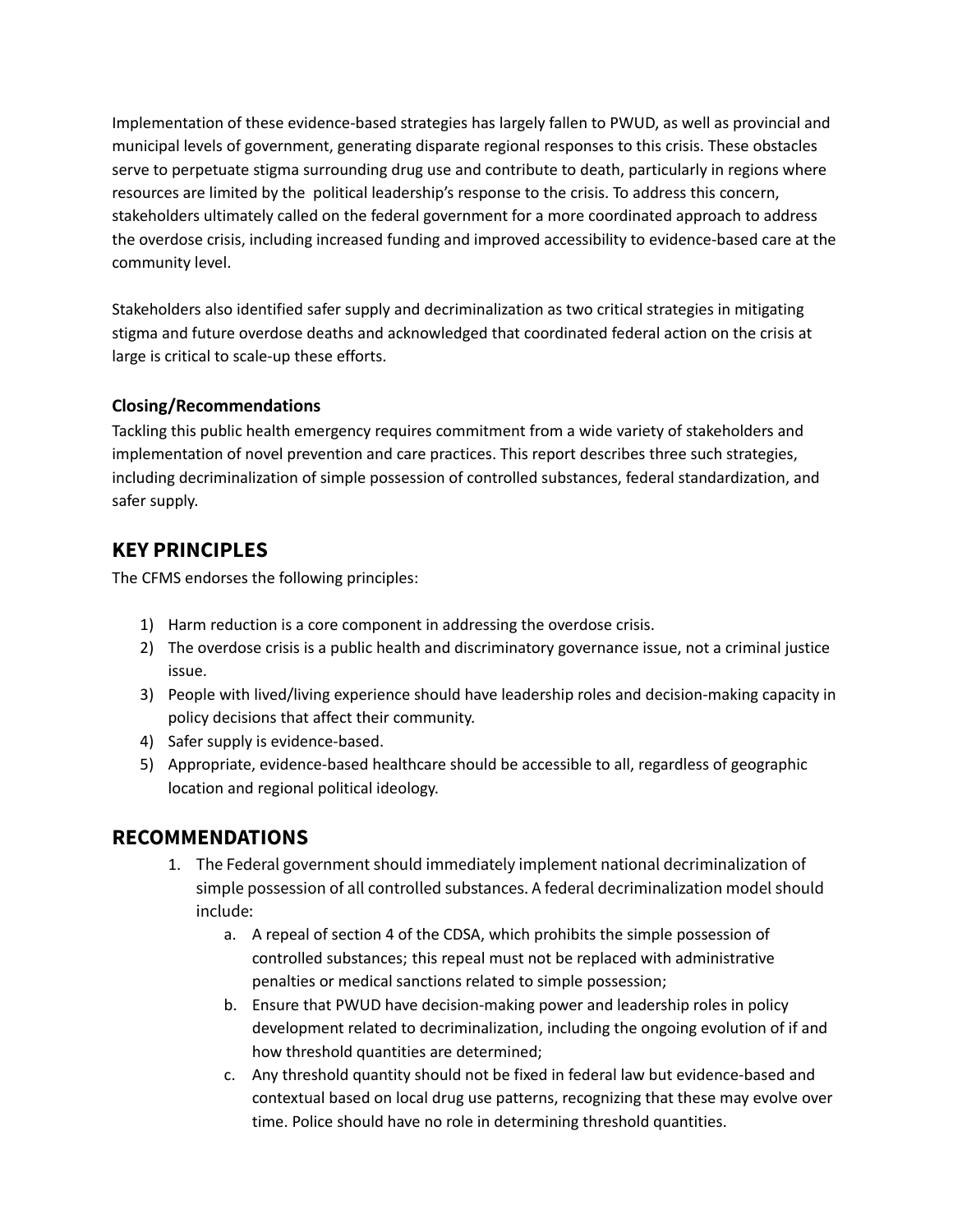Implementation of these evidence-based strategies has largely fallen to PWUD, as well as provincial and municipal levels of government, generating disparate regional responses to this crisis. These obstacles serve to perpetuate stigma surrounding drug use and contribute to death, particularly in regions where resources are limited by the political leadership's response to the crisis. To address this concern, stakeholders ultimately called on the federal government for a more coordinated approach to address the overdose crisis, including increased funding and improved accessibility to evidence-based care at the community level.

Stakeholders also identified safer supply and decriminalization as two critical strategies in mitigating stigma and future overdose deaths and acknowledged that coordinated federal action on the crisis at large is critical to scale-up these efforts.

### Closing/Recommendations

Tackling this public health emergency requires commitment from a wide variety of stakeholders and implementation of novel prevention and care practices. This report describes three such strategies, including decriminalization of simple possession of controlled substances, federal standardization, and safer supply.

## KEY PRINCIPLES

The CFMS endorses the following principles:

1) Harm reduction is a core component in addressing the overdose crisis.
2) The overdose crisis is a public health and discriminatory governance issue, not a criminal justice issue.
3) People with lived/living experience should have leadership roles and decision-making capacity in policy decisions that affect their community.
4) Safer supply is evidence-based.
5) Appropriate, evidence-based healthcare should be accessible to all, regardless of geographic location and regional political ideology.

## RECOMMENDATIONS

1. The Federal government should immediately implement national decriminalization of simple possession of all controlled substances. A federal decriminalization model should include:
    a. A repeal of section 4 of the CDSA, which prohibits the simple possession of controlled substances; this repeal must not be replaced with administrative penalties or medical sanctions related to simple possession;
    b. Ensure that PWUD have decision-making power and leadership roles in policy development related to decriminalization, including the ongoing evolution of if and how threshold quantities are determined;
    c. Any threshold quantity should not be fixed in federal law but evidence-based and contextual based on local drug use patterns, recognizing that these may evolve over time. Police should have no role in determining threshold quantities.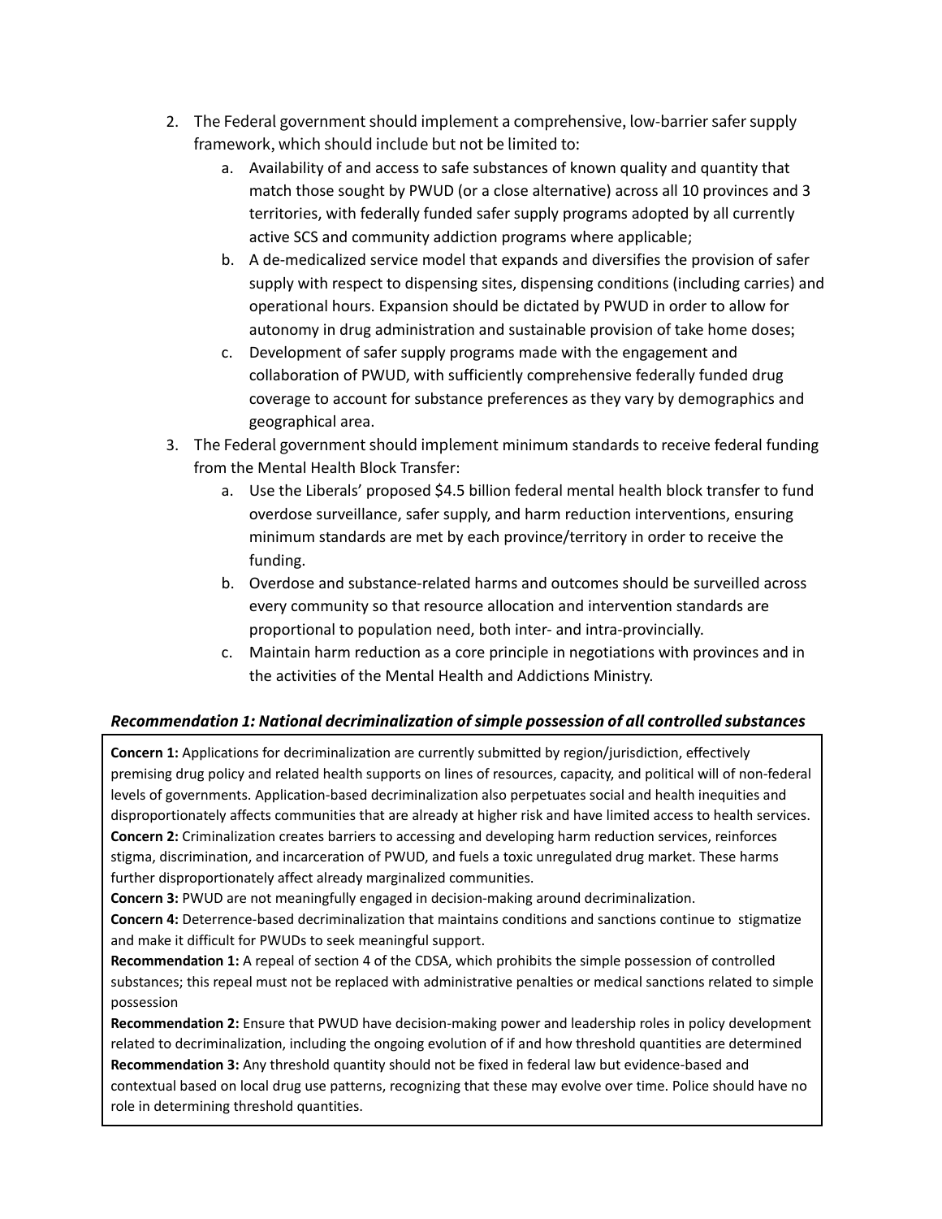2. The Federal government should implement a comprehensive, low-barrier safer supply framework, which should include but not be limited to:
    a. Availability of and access to safe substances of known quality and quantity that match those sought by PWUD (or a close alternative) across all 10 provinces and 3 territories, with federally funded safer supply programs adopted by all currently active SCS and community addiction programs where applicable;
    b. A de-medicalized service model that expands and diversifies the provision of safer supply with respect to dispensing sites, dispensing conditions (including carries) and operational hours. Expansion should be dictated by PWUD in order to allow for autonomy in drug administration and sustainable provision of take home doses;
    c. Development of safer supply programs made with the engagement and collaboration of PWUD, with sufficiently comprehensive federally funded drug coverage to account for substance preferences as they vary by demographics and geographical area.
3. The Federal government should implement minimum standards to receive federal funding from the Mental Health Block Transfer:
    a. Use the Liberals' proposed $4.5 billion federal mental health block transfer to fund overdose surveillance, safer supply, and harm reduction interventions, ensuring minimum standards are met by each province/territory in order to receive the funding.
    b. Overdose and substance-related harms and outcomes should be surveilled across every community so that resource allocation and intervention standards are proportional to population need, both inter- and intra-provincially.
    c. Maintain harm reduction as a core principle in negotiations with provinces and in the activities of the Mental Health and Addictions Ministry.

### ***Recommendation 1: National decriminalization of simple possession of all controlled substances***

**Concern 1:** Applications for decriminalization are currently submitted by region/jurisdiction, effectively premising drug policy and related health supports on lines of resources, capacity, and political will of non-federal levels of governments. Application-based decriminalization also perpetuates social and health inequities and disproportionately affects communities that are already at higher risk and have limited access to health services.
**Concern 2:** Criminalization creates barriers to accessing and developing harm reduction services, reinforces stigma, discrimination, and incarceration of PWUD, and fuels a toxic unregulated drug market. These harms further disproportionately affect already marginalized communities.
**Concern 3:** PWUD are not meaningfully engaged in decision-making around decriminalization.
**Concern 4:** Deterrence-based decriminalization that maintains conditions and sanctions continue to stigmatize and make it difficult for PWUDs to seek meaningful support.
**Recommendation 1:** A repeal of section 4 of the CDSA, which prohibits the simple possession of controlled substances; this repeal must not be replaced with administrative penalties or medical sanctions related to simple possession
**Recommendation 2:** Ensure that PWUD have decision-making power and leadership roles in policy development related to decriminalization, including the ongoing evolution of if and how threshold quantities are determined
**Recommendation 3:** Any threshold quantity should not be fixed in federal law but evidence-based and contextual based on local drug use patterns, recognizing that these may evolve over time. Police should have no role in determining threshold quantities.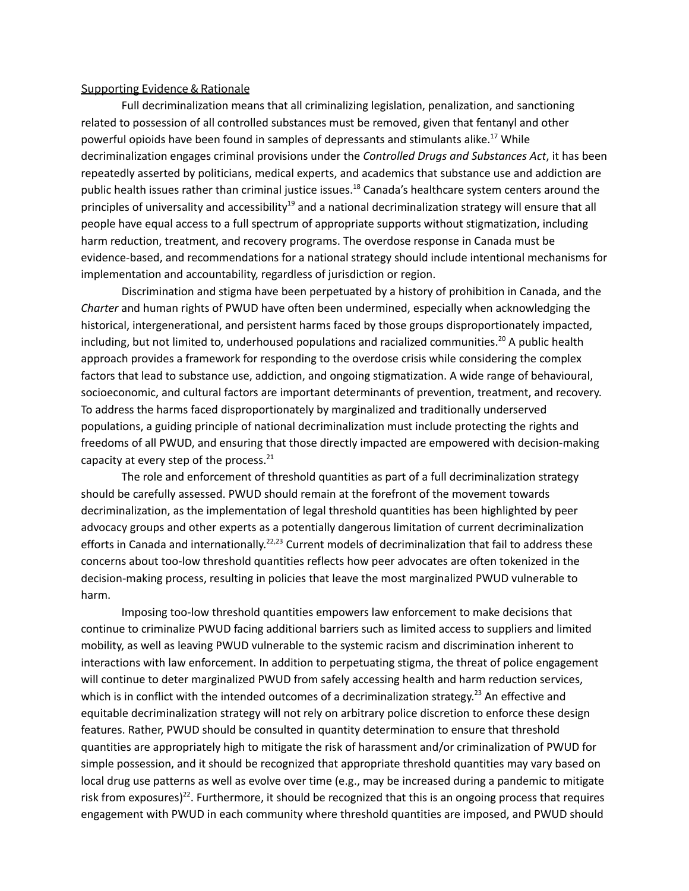Supporting Evidence & Rationale

Full decriminalization means that all criminalizing legislation, penalization, and sanctioning related to possession of all controlled substances must be removed, given that fentanyl and other powerful opioids have been found in samples of depressants and stimulants alike.[17] While decriminalization engages criminal provisions under the *Controlled Drugs and Substances Act*, it has been repeatedly asserted by politicians, medical experts, and academics that substance use and addiction are public health issues rather than criminal justice issues.[18] Canada's healthcare system centers around the principles of universality and accessibility[19] and a national decriminalization strategy will ensure that all people have equal access to a full spectrum of appropriate supports without stigmatization, including harm reduction, treatment, and recovery programs. The overdose response in Canada must be evidence-based, and recommendations for a national strategy should include intentional mechanisms for implementation and accountability, regardless of jurisdiction or region.

Discrimination and stigma have been perpetuated by a history of prohibition in Canada, and the *Charter* and human rights of PWUD have often been undermined, especially when acknowledging the historical, intergenerational, and persistent harms faced by those groups disproportionately impacted, including, but not limited to, underhoused populations and racialized communities.[20] A public health approach provides a framework for responding to the overdose crisis while considering the complex factors that lead to substance use, addiction, and ongoing stigmatization. A wide range of behavioural, socioeconomic, and cultural factors are important determinants of prevention, treatment, and recovery. To address the harms faced disproportionately by marginalized and traditionally underserved populations, a guiding principle of national decriminalization must include protecting the rights and freedoms of all PWUD, and ensuring that those directly impacted are empowered with decision-making capacity at every step of the process.[21]

The role and enforcement of threshold quantities as part of a full decriminalization strategy should be carefully assessed. PWUD should remain at the forefront of the movement towards decriminalization, as the implementation of legal threshold quantities has been highlighted by peer advocacy groups and other experts as a potentially dangerous limitation of current decriminalization efforts in Canada and internationally.[22,23] Current models of decriminalization that fail to address these concerns about too-low threshold quantities reflects how peer advocates are often tokenized in the decision-making process, resulting in policies that leave the most marginalized PWUD vulnerable to harm.

Imposing too-low threshold quantities empowers law enforcement to make decisions that continue to criminalize PWUD facing additional barriers such as limited access to suppliers and limited mobility, as well as leaving PWUD vulnerable to the systemic racism and discrimination inherent to interactions with law enforcement. In addition to perpetuating stigma, the threat of police engagement will continue to deter marginalized PWUD from safely accessing health and harm reduction services, which is in conflict with the intended outcomes of a decriminalization strategy.[23] An effective and equitable decriminalization strategy will not rely on arbitrary police discretion to enforce these design features. Rather, PWUD should be consulted in quantity determination to ensure that threshold quantities are appropriately high to mitigate the risk of harassment and/or criminalization of PWUD for simple possession, and it should be recognized that appropriate threshold quantities may vary based on local drug use patterns as well as evolve over time (e.g., may be increased during a pandemic to mitigate risk from exposures)[22]. Furthermore, it should be recognized that this is an ongoing process that requires engagement with PWUD in each community where threshold quantities are imposed, and PWUD should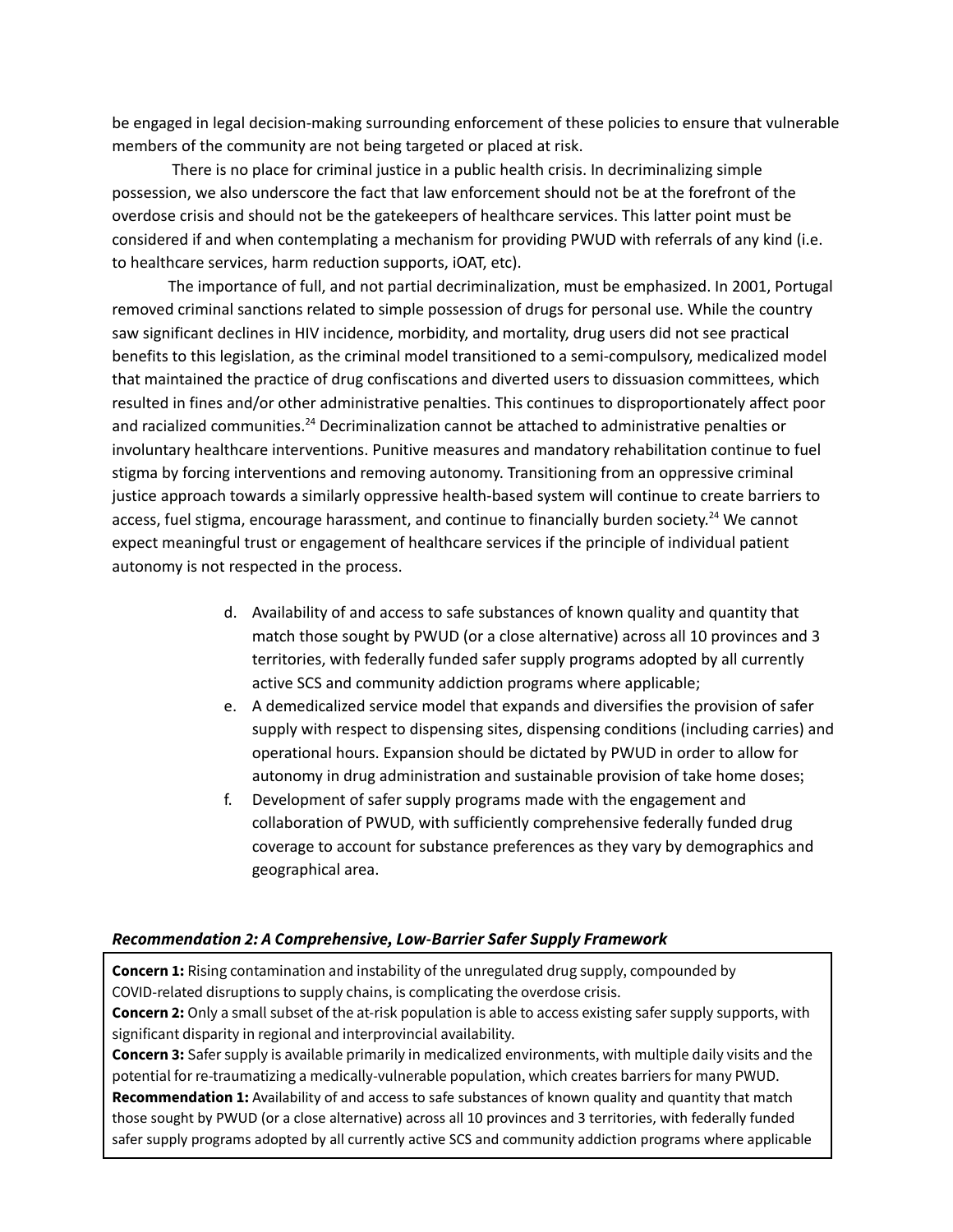be engaged in legal decision-making surrounding enforcement of these policies to ensure that vulnerable members of the community are not being targeted or placed at risk.

There is no place for criminal justice in a public health crisis. In decriminalizing simple possession, we also underscore the fact that law enforcement should not be at the forefront of the overdose crisis and should not be the gatekeepers of healthcare services. This latter point must be considered if and when contemplating a mechanism for providing PWUD with referrals of any kind (i.e. to healthcare services, harm reduction supports, iOAT, etc).

The importance of full, and not partial decriminalization, must be emphasized. In 2001, Portugal removed criminal sanctions related to simple possession of drugs for personal use. While the country saw significant declines in HIV incidence, morbidity, and mortality, drug users did not see practical benefits to this legislation, as the criminal model transitioned to a semi-compulsory, medicalized model that maintained the practice of drug confiscations and diverted users to dissuasion committees, which resulted in fines and/or other administrative penalties. This continues to disproportionately affect poor and racialized communities.[24] Decriminalization cannot be attached to administrative penalties or involuntary healthcare interventions. Punitive measures and mandatory rehabilitation continue to fuel stigma by forcing interventions and removing autonomy. Transitioning from an oppressive criminal justice approach towards a similarly oppressive health-based system will continue to create barriers to access, fuel stigma, encourage harassment, and continue to financially burden society.[24] We cannot expect meaningful trust or engagement of healthcare services if the principle of individual patient autonomy is not respected in the process.

d. Availability of and access to safe substances of known quality and quantity that match those sought by PWUD (or a close alternative) across all 10 provinces and 3 territories, with federally funded safer supply programs adopted by all currently active SCS and community addiction programs where applicable;
e. A demedicalized service model that expands and diversifies the provision of safer supply with respect to dispensing sites, dispensing conditions (including carries) and operational hours. Expansion should be dictated by PWUD in order to allow for autonomy in drug administration and sustainable provision of take home doses;
f. Development of safer supply programs made with the engagement and collaboration of PWUD, with sufficiently comprehensive federally funded drug coverage to account for substance preferences as they vary by demographics and geographical area.

### ***Recommendation 2: A Comprehensive, Low-Barrier Safer Supply Framework***

**Concern 1:** Rising contamination and instability of the unregulated drug supply, compounded by COVID-related disruptions to supply chains, is complicating the overdose crisis.
**Concern 2:** Only a small subset of the at-risk population is able to access existing safer supply supports, with significant disparity in regional and interprovincial availability.
**Concern 3:** Safer supply is available primarily in medicalized environments, with multiple daily visits and the potential for re-traumatizing a medically-vulnerable population, which creates barriers for many PWUD.
**Recommendation 1:** Availability of and access to safe substances of known quality and quantity that match those sought by PWUD (or a close alternative) across all 10 provinces and 3 territories, with federally funded safer supply programs adopted by all currently active SCS and community addiction programs where applicable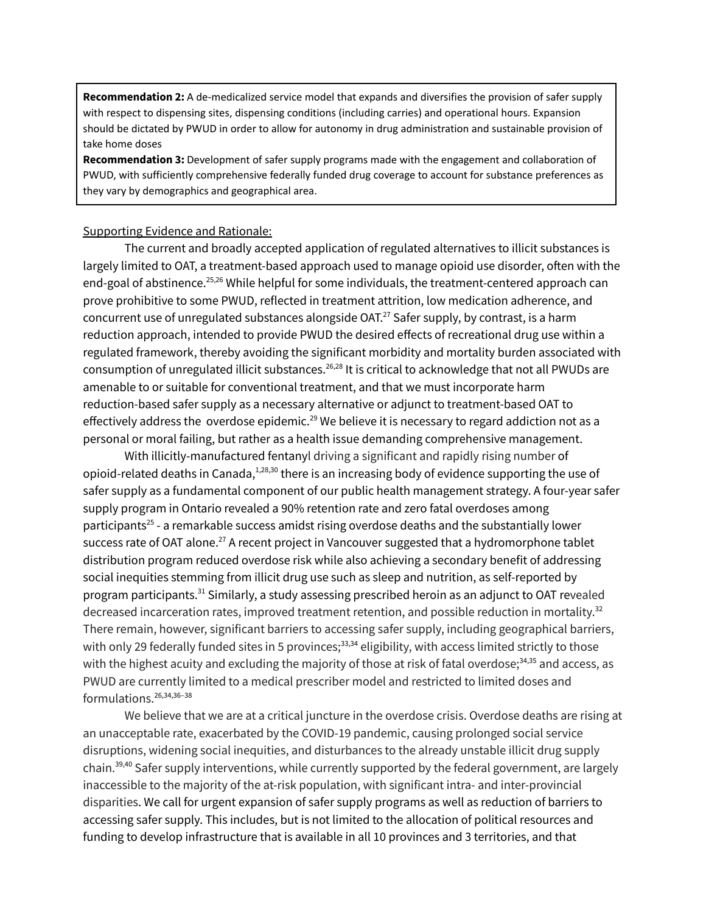**Recommendation 2:** A de-medicalized service model that expands and diversifies the provision of safer supply with respect to dispensing sites, dispensing conditions (including carries) and operational hours. Expansion should be dictated by PWUD in order to allow for autonomy in drug administration and sustainable provision of take home doses

**Recommendation 3:** Development of safer supply programs made with the engagement and collaboration of PWUD, with sufficiently comprehensive federally funded drug coverage to account for substance preferences as they vary by demographics and geographical area.

Supporting Evidence and Rationale:

The current and broadly accepted application of regulated alternatives to illicit substances is largely limited to OAT, a treatment-based approach used to manage opioid use disorder, often with the end-goal of abstinence.[25,26] While helpful for some individuals, the treatment-centered approach can prove prohibitive to some PWUD, reflected in treatment attrition, low medication adherence, and concurrent use of unregulated substances alongside OAT.[27] Safer supply, by contrast, is a harm reduction approach, intended to provide PWUD the desired effects of recreational drug use within a regulated framework, thereby avoiding the significant morbidity and mortality burden associated with consumption of unregulated illicit substances.[26,28] It is critical to acknowledge that not all PWUDs are amenable to or suitable for conventional treatment, and that we must incorporate harm reduction-based safer supply as a necessary alternative or adjunct to treatment-based OAT to effectively address the overdose epidemic.[29] We believe it is necessary to regard addiction not as a personal or moral failing, but rather as a health issue demanding comprehensive management.

With illicitly-manufactured fentanyl driving a significant and rapidly rising number of opioid-related deaths in Canada,[1,28,30] there is an increasing body of evidence supporting the use of safer supply as a fundamental component of our public health management strategy. A four-year safer supply program in Ontario revealed a 90% retention rate and zero fatal overdoses among participants[25] - a remarkable success amidst rising overdose deaths and the substantially lower success rate of OAT alone.[27] A recent project in Vancouver suggested that a hydromorphone tablet distribution program reduced overdose risk while also achieving a secondary benefit of addressing social inequities stemming from illicit drug use such as sleep and nutrition, as self-reported by program participants.[31] Similarly, a study assessing prescribed heroin as an adjunct to OAT revealed decreased incarceration rates, improved treatment retention, and possible reduction in mortality.[32] There remain, however, significant barriers to accessing safer supply, including geographical barriers, with only 29 federally funded sites in 5 provinces;[33,34] eligibility, with access limited strictly to those with the highest acuity and excluding the majority of those at risk of fatal overdose;[34,35] and access, as PWUD are currently limited to a medical prescriber model and restricted to limited doses and formulations.[26,34,36–38]

We believe that we are at a critical juncture in the overdose crisis. Overdose deaths are rising at an unacceptable rate, exacerbated by the COVID-19 pandemic, causing prolonged social service disruptions, widening social inequities, and disturbances to the already unstable illicit drug supply chain.[39,40] Safer supply interventions, while currently supported by the federal government, are largely inaccessible to the majority of the at-risk population, with significant intra- and inter-provincial disparities. We call for urgent expansion of safer supply programs as well as reduction of barriers to accessing safer supply. This includes, but is not limited to the allocation of political resources and funding to develop infrastructure that is available in all 10 provinces and 3 territories, and that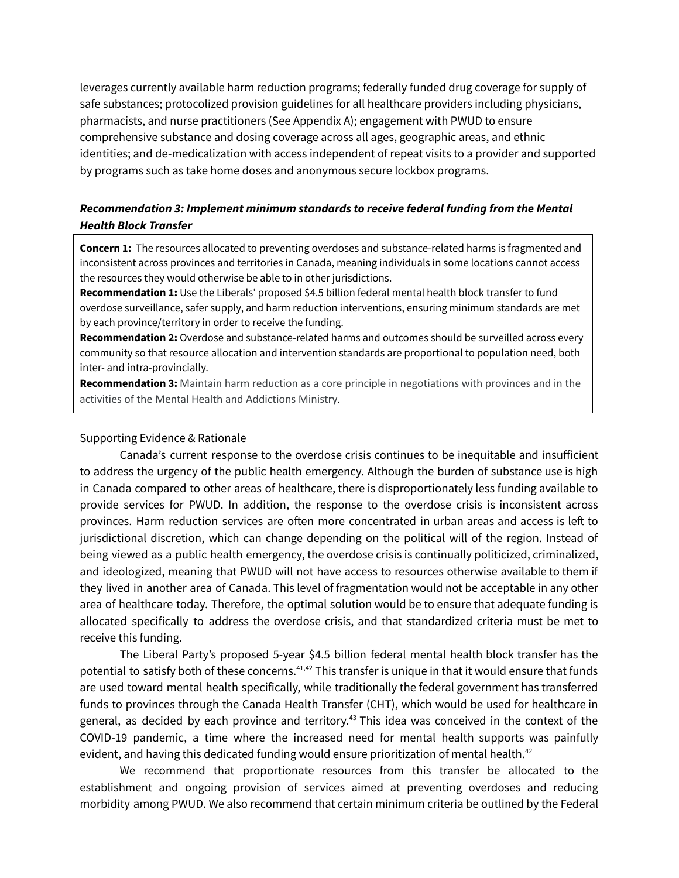leverages currently available harm reduction programs; federally funded drug coverage for supply of safe substances; protocolized provision guidelines for all healthcare providers including physicians, pharmacists, and nurse practitioners (See Appendix A); engagement with PWUD to ensure comprehensive substance and dosing coverage across all ages, geographic areas, and ethnic identities; and de-medicalization with access independent of repeat visits to a provider and supported by programs such as take home doses and anonymous secure lockbox programs.

### *Recommendation 3: Implement minimum standards to receive federal funding from the Mental Health Block Transfer*

**Concern 1:** The resources allocated to preventing overdoses and substance-related harms is fragmented and inconsistent across provinces and territories in Canada, meaning individuals in some locations cannot access the resources they would otherwise be able to in other jurisdictions.

**Recommendation 1:** Use the Liberals' proposed $4.5 billion federal mental health block transfer to fund overdose surveillance, safer supply, and harm reduction interventions, ensuring minimum standards are met by each province/territory in order to receive the funding.

**Recommendation 2:** Overdose and substance-related harms and outcomes should be surveilled across every community so that resource allocation and intervention standards are proportional to population need, both inter- and intra-provincially.

**Recommendation 3:** Maintain harm reduction as a core principle in negotiations with provinces and in the activities of the Mental Health and Addictions Ministry.

Supporting Evidence & Rationale

Canada's current response to the overdose crisis continues to be inequitable and insufficient to address the urgency of the public health emergency. Although the burden of substance use is high in Canada compared to other areas of healthcare, there is disproportionately less funding available to provide services for PWUD. In addition, the response to the overdose crisis is inconsistent across provinces. Harm reduction services are often more concentrated in urban areas and access is left to jurisdictional discretion, which can change depending on the political will of the region. Instead of being viewed as a public health emergency, the overdose crisis is continually politicized, criminalized, and ideologized, meaning that PWUD will not have access to resources otherwise available to them if they lived in another area of Canada. This level of fragmentation would not be acceptable in any other area of healthcare today. Therefore, the optimal solution would be to ensure that adequate funding is allocated specifically to address the overdose crisis, and that standardized criteria must be met to receive this funding.

The Liberal Party's proposed 5-year $4.5 billion federal mental health block transfer has the potential to satisfy both of these concerns.[41,42] This transfer is unique in that it would ensure that funds are used toward mental health specifically, while traditionally the federal government has transferred funds to provinces through the Canada Health Transfer (CHT), which would be used for healthcare in general, as decided by each province and territory.[43] This idea was conceived in the context of the COVID-19 pandemic, a time where the increased need for mental health supports was painfully evident, and having this dedicated funding would ensure prioritization of mental health.[42]

We recommend that proportionate resources from this transfer be allocated to the establishment and ongoing provision of services aimed at preventing overdoses and reducing morbidity among PWUD. We also recommend that certain minimum criteria be outlined by the Federal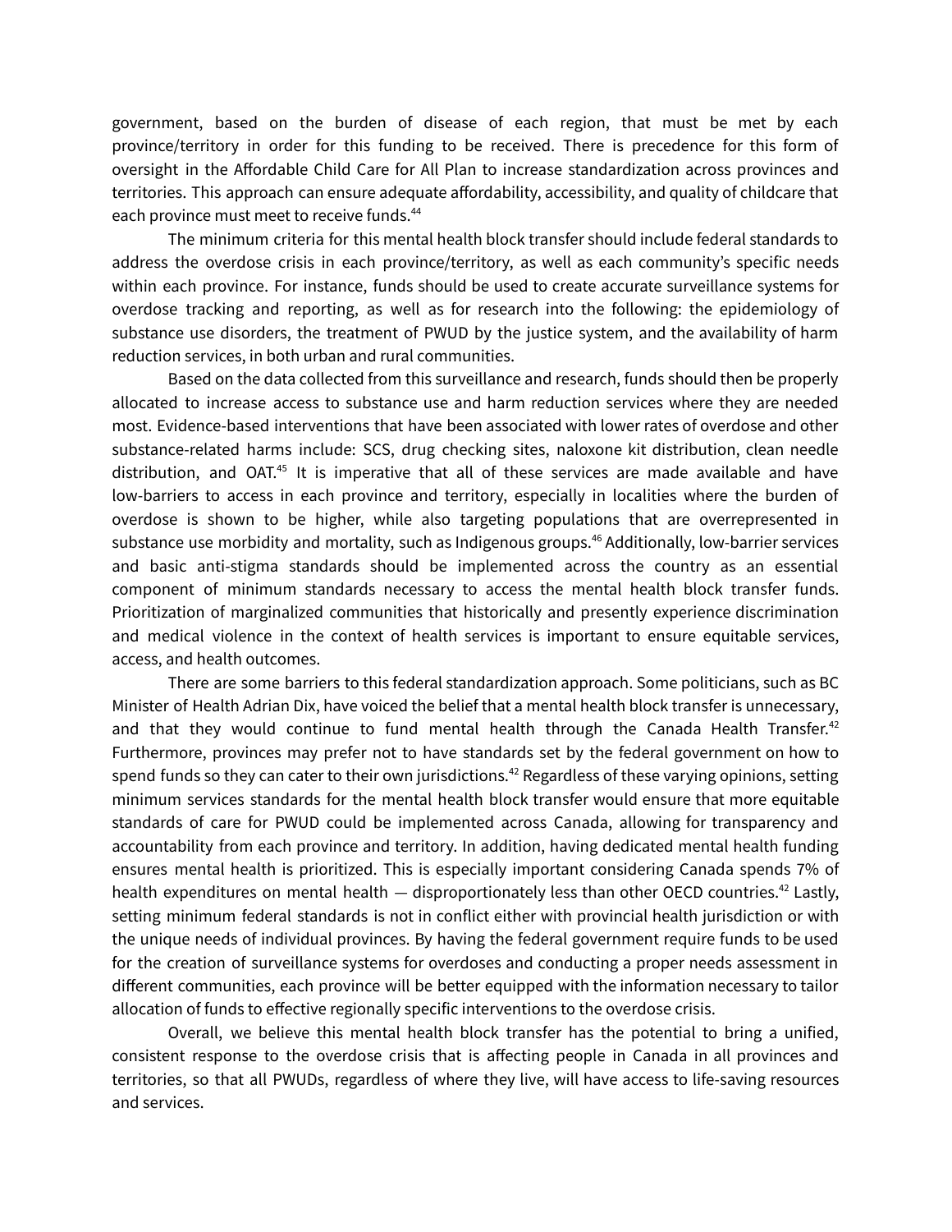government, based on the burden of disease of each region, that must be met by each province/territory in order for this funding to be received. There is precedence for this form of oversight in the Affordable Child Care for All Plan to increase standardization across provinces and territories. This approach can ensure adequate affordability, accessibility, and quality of childcare that each province must meet to receive funds.[44]

The minimum criteria for this mental health block transfer should include federal standards to address the overdose crisis in each province/territory, as well as each community's specific needs within each province. For instance, funds should be used to create accurate surveillance systems for overdose tracking and reporting, as well as for research into the following: the epidemiology of substance use disorders, the treatment of PWUD by the justice system, and the availability of harm reduction services, in both urban and rural communities.

Based on the data collected from this surveillance and research, funds should then be properly allocated to increase access to substance use and harm reduction services where they are needed most. Evidence-based interventions that have been associated with lower rates of overdose and other substance-related harms include: SCS, drug checking sites, naloxone kit distribution, clean needle distribution, and OAT.[45] It is imperative that all of these services are made available and have low-barriers to access in each province and territory, especially in localities where the burden of overdose is shown to be higher, while also targeting populations that are overrepresented in substance use morbidity and mortality, such as Indigenous groups.[46] Additionally, low-barrier services and basic anti-stigma standards should be implemented across the country as an essential component of minimum standards necessary to access the mental health block transfer funds. Prioritization of marginalized communities that historically and presently experience discrimination and medical violence in the context of health services is important to ensure equitable services, access, and health outcomes.

There are some barriers to this federal standardization approach. Some politicians, such as BC Minister of Health Adrian Dix, have voiced the belief that a mental health block transfer is unnecessary, and that they would continue to fund mental health through the Canada Health Transfer.[42] Furthermore, provinces may prefer not to have standards set by the federal government on how to spend funds so they can cater to their own jurisdictions.[42] Regardless of these varying opinions, setting minimum services standards for the mental health block transfer would ensure that more equitable standards of care for PWUD could be implemented across Canada, allowing for transparency and accountability from each province and territory. In addition, having dedicated mental health funding ensures mental health is prioritized. This is especially important considering Canada spends 7% of health expenditures on mental health — disproportionately less than other OECD countries.[42] Lastly, setting minimum federal standards is not in conflict either with provincial health jurisdiction or with the unique needs of individual provinces. By having the federal government require funds to be used for the creation of surveillance systems for overdoses and conducting a proper needs assessment in different communities, each province will be better equipped with the information necessary to tailor allocation of funds to effective regionally specific interventions to the overdose crisis.

Overall, we believe this mental health block transfer has the potential to bring a unified, consistent response to the overdose crisis that is affecting people in Canada in all provinces and territories, so that all PWUDs, regardless of where they live, will have access to life-saving resources and services.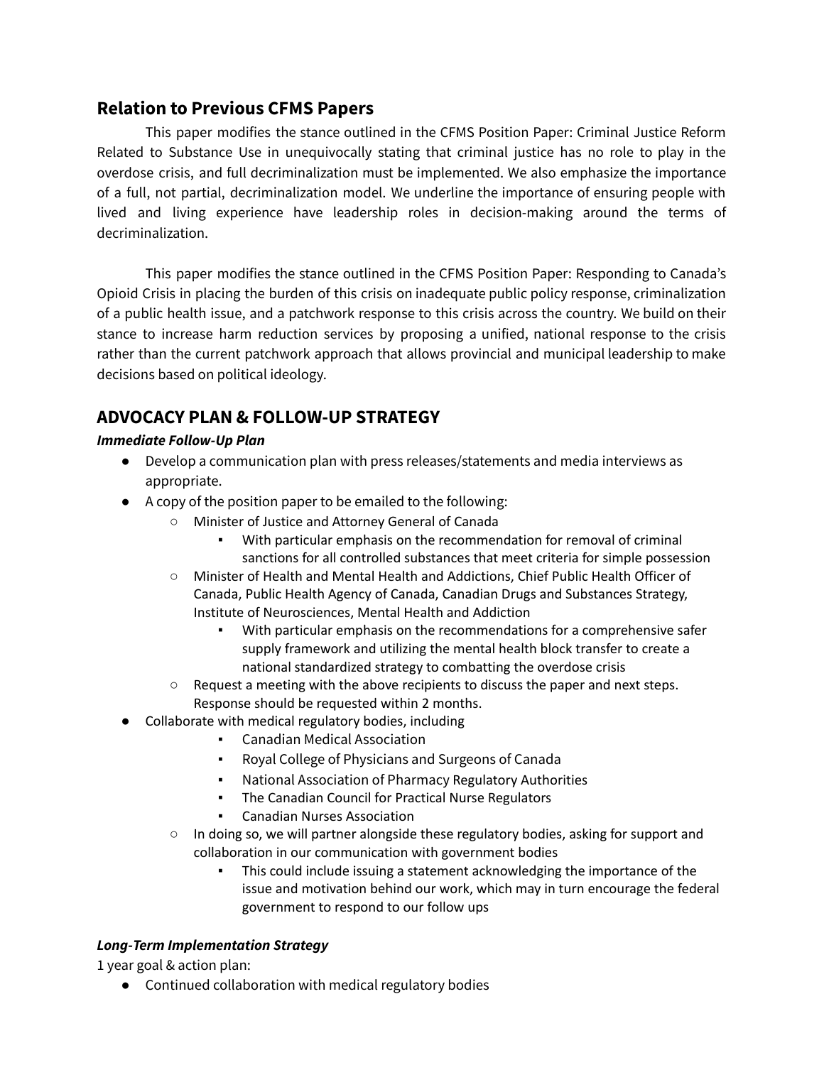## Relation to Previous CFMS Papers

This paper modifies the stance outlined in the CFMS Position Paper: Criminal Justice Reform Related to Substance Use in unequivocally stating that criminal justice has no role to play in the overdose crisis, and full decriminalization must be implemented. We also emphasize the importance of a full, not partial, decriminalization model. We underline the importance of ensuring people with lived and living experience have leadership roles in decision-making around the terms of decriminalization.

This paper modifies the stance outlined in the CFMS Position Paper: Responding to Canada's Opioid Crisis in placing the burden of this crisis on inadequate public policy response, criminalization of a public health issue, and a patchwork response to this crisis across the country. We build on their stance to increase harm reduction services by proposing a unified, national response to the crisis rather than the current patchwork approach that allows provincial and municipal leadership to make decisions based on political ideology.

## ADVOCACY PLAN & FOLLOW-UP STRATEGY

***Immediate Follow-Up Plan***

- Develop a communication plan with press releases/statements and media interviews as appropriate.
- A copy of the position paper to be emailed to the following:
    - Minister of Justice and Attorney General of Canada
        - With particular emphasis on the recommendation for removal of criminal sanctions for all controlled substances that meet criteria for simple possession
    - Minister of Health and Mental Health and Addictions, Chief Public Health Officer of Canada, Public Health Agency of Canada, Canadian Drugs and Substances Strategy, Institute of Neurosciences, Mental Health and Addiction
        - With particular emphasis on the recommendations for a comprehensive safer supply framework and utilizing the mental health block transfer to create a national standardized strategy to combatting the overdose crisis
    - Request a meeting with the above recipients to discuss the paper and next steps. Response should be requested within 2 months.
- Collaborate with medical regulatory bodies, including
        - Canadian Medical Association
        - Royal College of Physicians and Surgeons of Canada
        - National Association of Pharmacy Regulatory Authorities
        - The Canadian Council for Practical Nurse Regulators
        - Canadian Nurses Association
    - In doing so, we will partner alongside these regulatory bodies, asking for support and collaboration in our communication with government bodies
        - This could include issuing a statement acknowledging the importance of the issue and motivation behind our work, which may in turn encourage the federal government to respond to our follow ups

***Long-Term Implementation Strategy***

1 year goal & action plan:

- Continued collaboration with medical regulatory bodies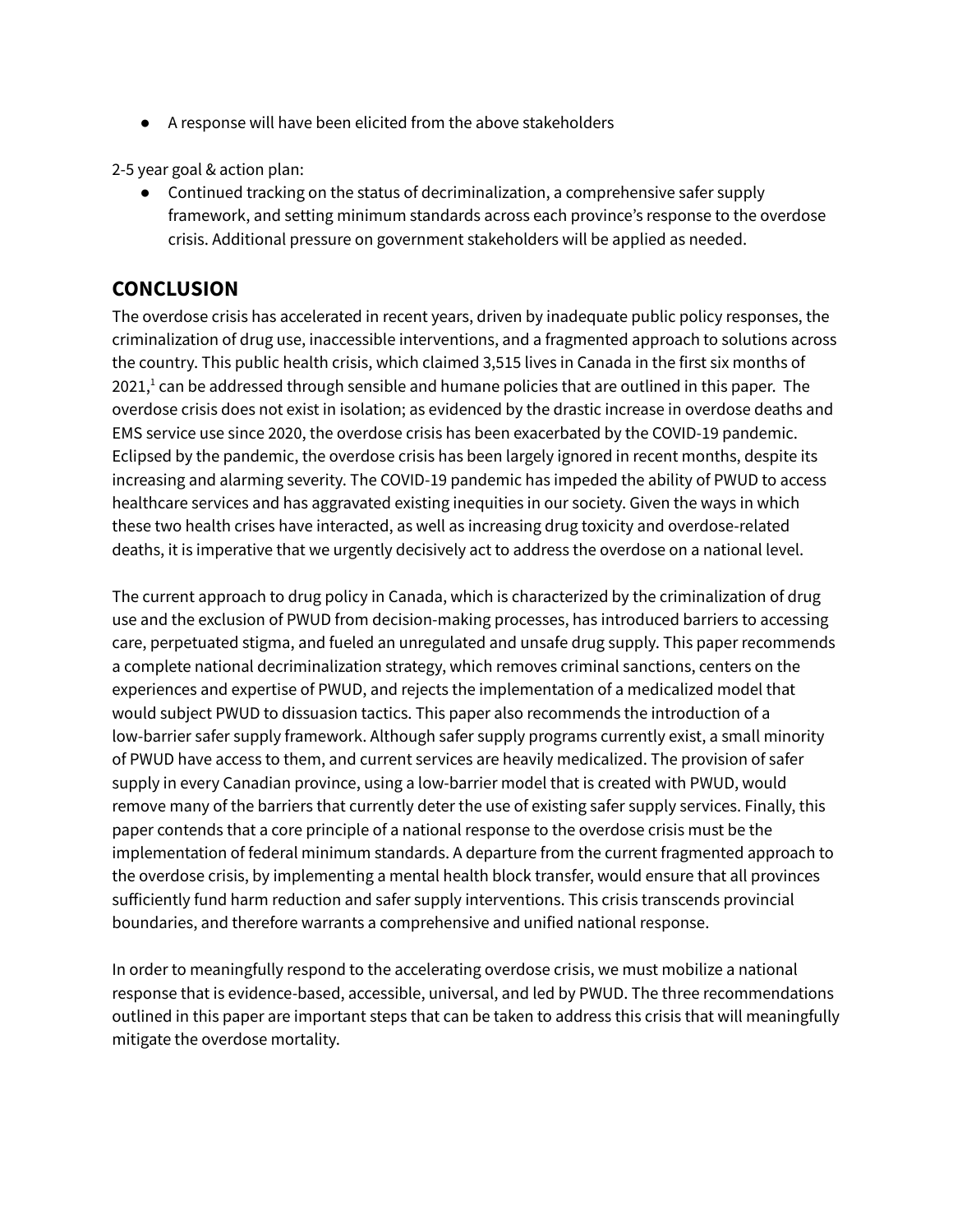- A response will have been elicited from the above stakeholders

2-5 year goal & action plan:

- Continued tracking on the status of decriminalization, a comprehensive safer supply framework, and setting minimum standards across each province's response to the overdose crisis. Additional pressure on government stakeholders will be applied as needed.

## CONCLUSION

The overdose crisis has accelerated in recent years, driven by inadequate public policy responses, the criminalization of drug use, inaccessible interventions, and a fragmented approach to solutions across the country. This public health crisis, which claimed 3,515 lives in Canada in the first six months of 2021,[1] can be addressed through sensible and humane policies that are outlined in this paper. The overdose crisis does not exist in isolation; as evidenced by the drastic increase in overdose deaths and EMS service use since 2020, the overdose crisis has been exacerbated by the COVID-19 pandemic. Eclipsed by the pandemic, the overdose crisis has been largely ignored in recent months, despite its increasing and alarming severity. The COVID-19 pandemic has impeded the ability of PWUD to access healthcare services and has aggravated existing inequities in our society. Given the ways in which these two health crises have interacted, as well as increasing drug toxicity and overdose-related deaths, it is imperative that we urgently decisively act to address the overdose on a national level.

The current approach to drug policy in Canada, which is characterized by the criminalization of drug use and the exclusion of PWUD from decision-making processes, has introduced barriers to accessing care, perpetuated stigma, and fueled an unregulated and unsafe drug supply. This paper recommends a complete national decriminalization strategy, which removes criminal sanctions, centers on the experiences and expertise of PWUD, and rejects the implementation of a medicalized model that would subject PWUD to dissuasion tactics. This paper also recommends the introduction of a low-barrier safer supply framework. Although safer supply programs currently exist, a small minority of PWUD have access to them, and current services are heavily medicalized. The provision of safer supply in every Canadian province, using a low-barrier model that is created with PWUD, would remove many of the barriers that currently deter the use of existing safer supply services. Finally, this paper contends that a core principle of a national response to the overdose crisis must be the implementation of federal minimum standards. A departure from the current fragmented approach to the overdose crisis, by implementing a mental health block transfer, would ensure that all provinces sufficiently fund harm reduction and safer supply interventions. This crisis transcends provincial boundaries, and therefore warrants a comprehensive and unified national response.

In order to meaningfully respond to the accelerating overdose crisis, we must mobilize a national response that is evidence-based, accessible, universal, and led by PWUD. The three recommendations outlined in this paper are important steps that can be taken to address this crisis that will meaningfully mitigate the overdose mortality.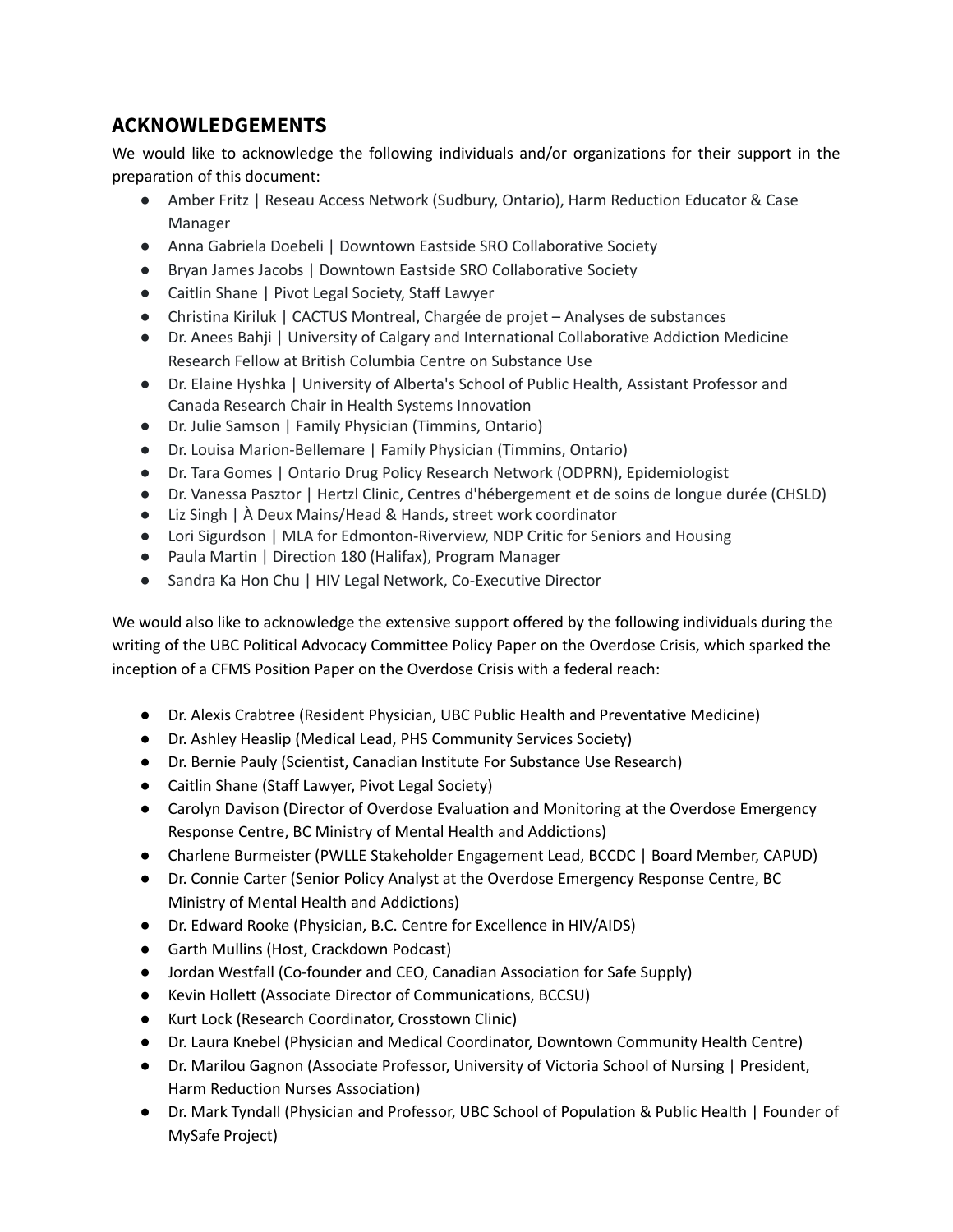## ACKNOWLEDGEMENTS

We would like to acknowledge the following individuals and/or organizations for their support in the preparation of this document:

- Amber Fritz | Reseau Access Network (Sudbury, Ontario), Harm Reduction Educator & Case Manager
- Anna Gabriela Doebeli | Downtown Eastside SRO Collaborative Society
- Bryan James Jacobs | Downtown Eastside SRO Collaborative Society
- Caitlin Shane | Pivot Legal Society, Staff Lawyer
- Christina Kiriluk | CACTUS Montreal, Chargée de projet – Analyses de substances
- Dr. Anees Bahji | University of Calgary and International Collaborative Addiction Medicine Research Fellow at British Columbia Centre on Substance Use
- Dr. Elaine Hyshka | University of Alberta's School of Public Health, Assistant Professor and Canada Research Chair in Health Systems Innovation
- Dr. Julie Samson | Family Physician (Timmins, Ontario)
- Dr. Louisa Marion-Bellemare | Family Physician (Timmins, Ontario)
- Dr. Tara Gomes | Ontario Drug Policy Research Network (ODPRN), Epidemiologist
- Dr. Vanessa Pasztor | Hertzl Clinic, Centres d'hébergement et de soins de longue durée (CHSLD)
- Liz Singh | À Deux Mains/Head & Hands, street work coordinator
- Lori Sigurdson | MLA for Edmonton-Riverview, NDP Critic for Seniors and Housing
- Paula Martin | Direction 180 (Halifax), Program Manager
- Sandra Ka Hon Chu | HIV Legal Network, Co-Executive Director

We would also like to acknowledge the extensive support offered by the following individuals during the writing of the UBC Political Advocacy Committee Policy Paper on the Overdose Crisis, which sparked the inception of a CFMS Position Paper on the Overdose Crisis with a federal reach:

- Dr. Alexis Crabtree (Resident Physician, UBC Public Health and Preventative Medicine)
- Dr. Ashley Heaslip (Medical Lead, PHS Community Services Society)
- Dr. Bernie Pauly (Scientist, Canadian Institute For Substance Use Research)
- Caitlin Shane (Staff Lawyer, Pivot Legal Society)
- Carolyn Davison (Director of Overdose Evaluation and Monitoring at the Overdose Emergency Response Centre, BC Ministry of Mental Health and Addictions)
- Charlene Burmeister (PWLLE Stakeholder Engagement Lead, BCCDC | Board Member, CAPUD)
- Dr. Connie Carter (Senior Policy Analyst at the Overdose Emergency Response Centre, BC Ministry of Mental Health and Addictions)
- Dr. Edward Rooke (Physician, B.C. Centre for Excellence in HIV/AIDS)
- Garth Mullins (Host, Crackdown Podcast)
- Jordan Westfall (Co-founder and CEO, Canadian Association for Safe Supply)
- Kevin Hollett (Associate Director of Communications, BCCSU)
- Kurt Lock (Research Coordinator, Crosstown Clinic)
- Dr. Laura Knebel (Physician and Medical Coordinator, Downtown Community Health Centre)
- Dr. Marilou Gagnon (Associate Professor, University of Victoria School of Nursing | President, Harm Reduction Nurses Association)
- Dr. Mark Tyndall (Physician and Professor, UBC School of Population & Public Health | Founder of MySafe Project)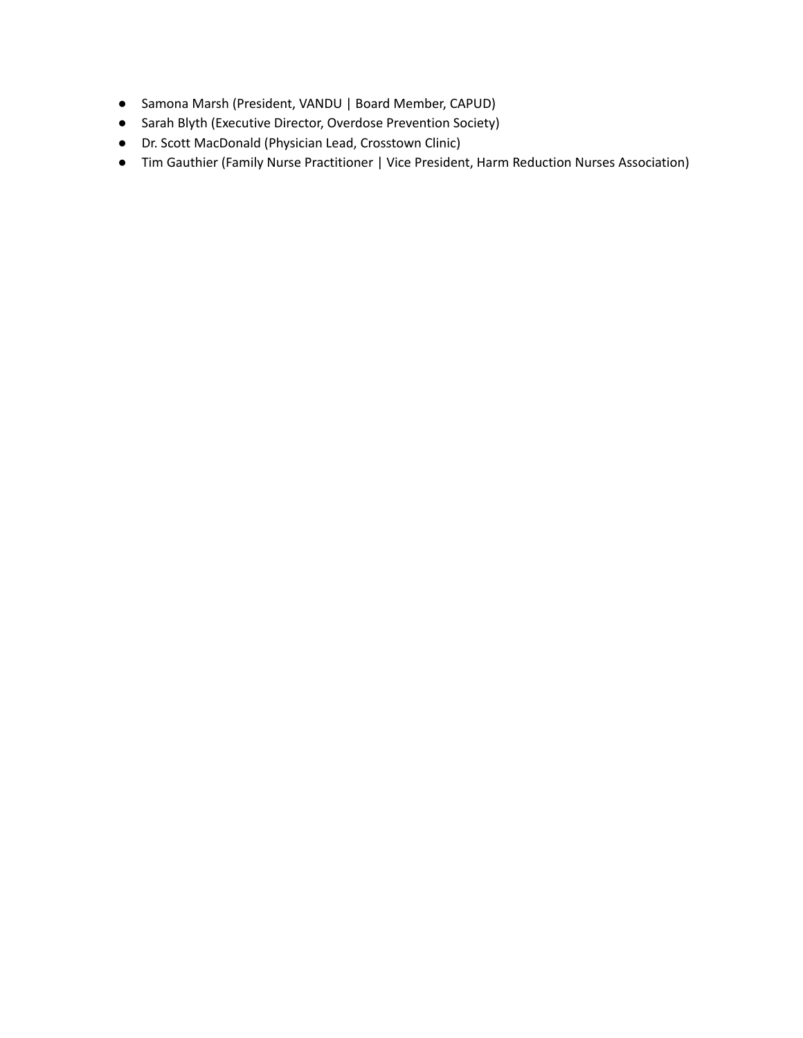- Samona Marsh (President, VANDU | Board Member, CAPUD)
- Sarah Blyth (Executive Director, Overdose Prevention Society)
- Dr. Scott MacDonald (Physician Lead, Crosstown Clinic)
- Tim Gauthier (Family Nurse Practitioner | Vice President, Harm Reduction Nurses Association)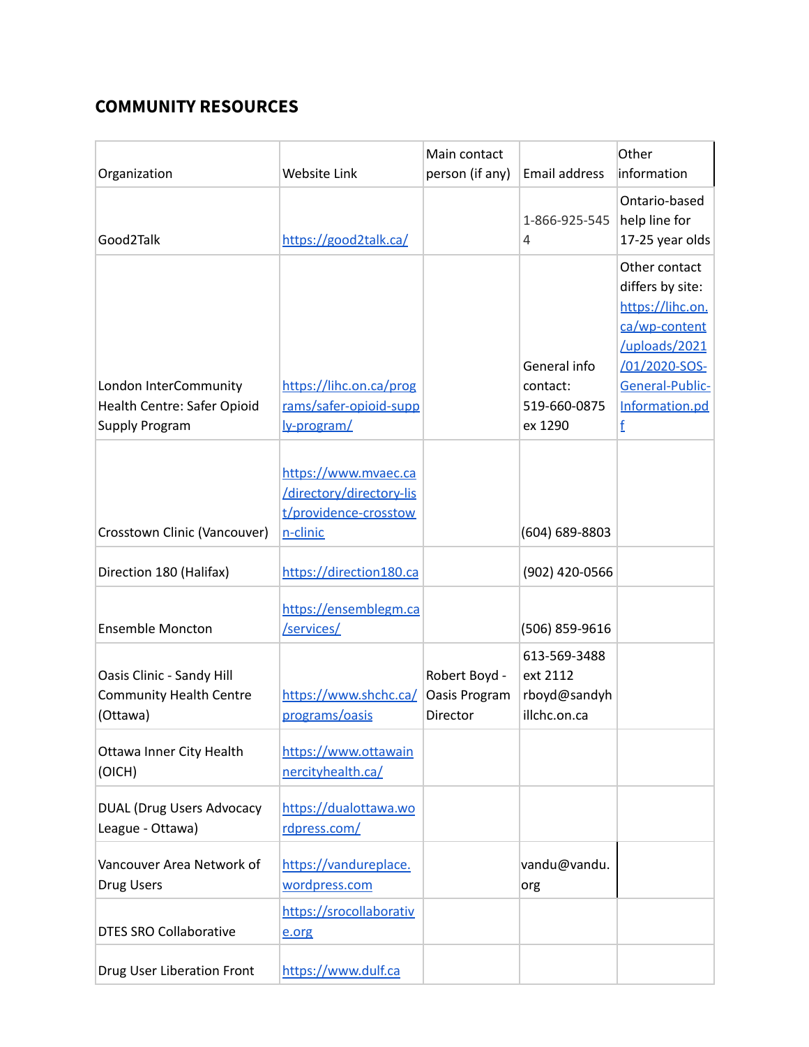## COMMUNITY RESOURCES

| Organization | Website Link | Main contact person (if any) | Email address | Other information |
|---|---|---|---|---|
| Good2Talk | https://good2talk.ca/ | | 1-866-925-5454 | Ontario-based help line for 17-25 year olds |
| London InterCommunity Health Centre: Safer Opioid Supply Program | https://lihc.on.ca/programs/safer-opioid-supply-program/ | | General info contact: 519-660-0875 ex 1290 | Other contact differs by site: https://lihc.on.ca/wp-content/uploads/2021/01/2020-SOS-General-Public-Information.pdf |
| Crosstown Clinic (Vancouver) | https://www.mvaec.ca/directory/directory-list/providence-crosstown-clinic | | (604) 689-8803 | |
| Direction 180 (Halifax) | https://direction180.ca | | (902) 420-0566 | |
| Ensemble Moncton | https://ensemblegm.ca/services/ | | (506) 859-9616 | |
| Oasis Clinic - Sandy Hill Community Health Centre (Ottawa) | https://www.shchc.ca/programs/oasis | Robert Boyd - Oasis Program Director | 613-569-3488 ext 2112 rboyd@sandyhillchc.on.ca | |
| Ottawa Inner City Health (OICH) | https://www.ottawainnercityhealth.ca/ | | | |
| DUAL (Drug Users Advocacy League - Ottawa) | https://dualottawa.wordpress.com/ | | | |
| Vancouver Area Network of Drug Users | https://vandureplace.wordpress.com | | vandu@vandu.org | |
| DTES SRO Collaborative | https://srocollaborative.org | | | |
| Drug User Liberation Front | https://www.dulf.ca | | | |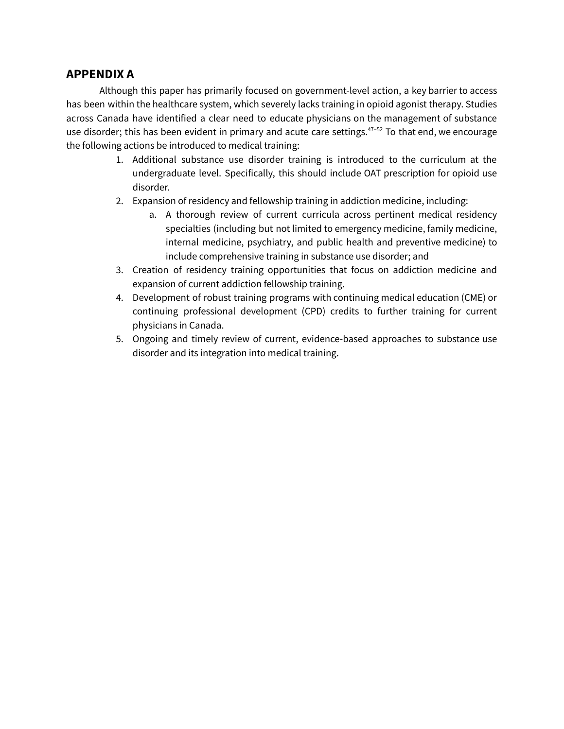## APPENDIX A

Although this paper has primarily focused on government-level action, a key barrier to access has been within the healthcare system, which severely lacks training in opioid agonist therapy. Studies across Canada have identified a clear need to educate physicians on the management of substance use disorder; this has been evident in primary and acute care settings.[47–52] To that end, we encourage the following actions be introduced to medical training:

1. Additional substance use disorder training is introduced to the curriculum at the undergraduate level. Specifically, this should include OAT prescription for opioid use disorder.
2. Expansion of residency and fellowship training in addiction medicine, including:
   a. A thorough review of current curricula across pertinent medical residency specialties (including but not limited to emergency medicine, family medicine, internal medicine, psychiatry, and public health and preventive medicine) to include comprehensive training in substance use disorder; and
3. Creation of residency training opportunities that focus on addiction medicine and expansion of current addiction fellowship training.
4. Development of robust training programs with continuing medical education (CME) or continuing professional development (CPD) credits to further training for current physicians in Canada.
5. Ongoing and timely review of current, evidence-based approaches to substance use disorder and its integration into medical training.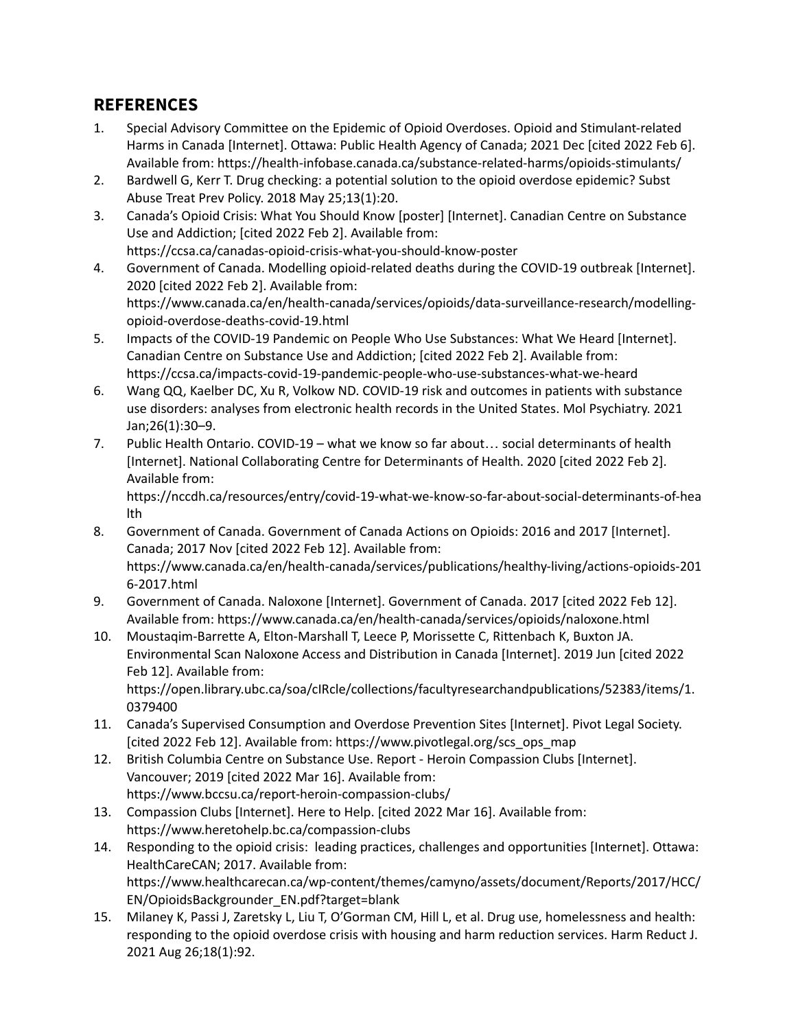## REFERENCES

1. Special Advisory Committee on the Epidemic of Opioid Overdoses. Opioid and Stimulant-related Harms in Canada [Internet]. Ottawa: Public Health Agency of Canada; 2021 Dec [cited 2022 Feb 6]. Available from: https://health-infobase.canada.ca/substance-related-harms/opioids-stimulants/
2. Bardwell G, Kerr T. Drug checking: a potential solution to the opioid overdose epidemic? Subst Abuse Treat Prev Policy. 2018 May 25;13(1):20.
3. Canada's Opioid Crisis: What You Should Know [poster] [Internet]. Canadian Centre on Substance Use and Addiction; [cited 2022 Feb 2]. Available from: https://ccsa.ca/canadas-opioid-crisis-what-you-should-know-poster
4. Government of Canada. Modelling opioid-related deaths during the COVID-19 outbreak [Internet]. 2020 [cited 2022 Feb 2]. Available from: https://www.canada.ca/en/health-canada/services/opioids/data-surveillance-research/modelling-opioid-overdose-deaths-covid-19.html
5. Impacts of the COVID-19 Pandemic on People Who Use Substances: What We Heard [Internet]. Canadian Centre on Substance Use and Addiction; [cited 2022 Feb 2]. Available from: https://ccsa.ca/impacts-covid-19-pandemic-people-who-use-substances-what-we-heard
6. Wang QQ, Kaelber DC, Xu R, Volkow ND. COVID-19 risk and outcomes in patients with substance use disorders: analyses from electronic health records in the United States. Mol Psychiatry. 2021 Jan;26(1):30–9.
7. Public Health Ontario. COVID-19 – what we know so far about… social determinants of health [Internet]. National Collaborating Centre for Determinants of Health. 2020 [cited 2022 Feb 2]. Available from: https://nccdh.ca/resources/entry/covid-19-what-we-know-so-far-about-social-determinants-of-health
8. Government of Canada. Government of Canada Actions on Opioids: 2016 and 2017 [Internet]. Canada; 2017 Nov [cited 2022 Feb 12]. Available from: https://www.canada.ca/en/health-canada/services/publications/healthy-living/actions-opioids-2016-2017.html
9. Government of Canada. Naloxone [Internet]. Government of Canada. 2017 [cited 2022 Feb 12]. Available from: https://www.canada.ca/en/health-canada/services/opioids/naloxone.html
10. Moustaqim-Barrette A, Elton-Marshall T, Leece P, Morissette C, Rittenbach K, Buxton JA. Environmental Scan Naloxone Access and Distribution in Canada [Internet]. 2019 Jun [cited 2022 Feb 12]. Available from: https://open.library.ubc.ca/soa/cIRcle/collections/facultyresearchandpublications/52383/items/1.0379400
11. Canada's Supervised Consumption and Overdose Prevention Sites [Internet]. Pivot Legal Society. [cited 2022 Feb 12]. Available from: https://www.pivotlegal.org/scs_ops_map
12. British Columbia Centre on Substance Use. Report - Heroin Compassion Clubs [Internet]. Vancouver; 2019 [cited 2022 Mar 16]. Available from: https://www.bccsu.ca/report-heroin-compassion-clubs/
13. Compassion Clubs [Internet]. Here to Help. [cited 2022 Mar 16]. Available from: https://www.heretohelp.bc.ca/compassion-clubs
14. Responding to the opioid crisis: leading practices, challenges and opportunities [Internet]. Ottawa: HealthCareCAN; 2017. Available from: https://www.healthcarecan.ca/wp-content/themes/camyno/assets/document/Reports/2017/HCC/EN/OpioidsBackgrounder_EN.pdf?target=blank
15. Milaney K, Passi J, Zaretsky L, Liu T, O'Gorman CM, Hill L, et al. Drug use, homelessness and health: responding to the opioid overdose crisis with housing and harm reduction services. Harm Reduct J. 2021 Aug 26;18(1):92.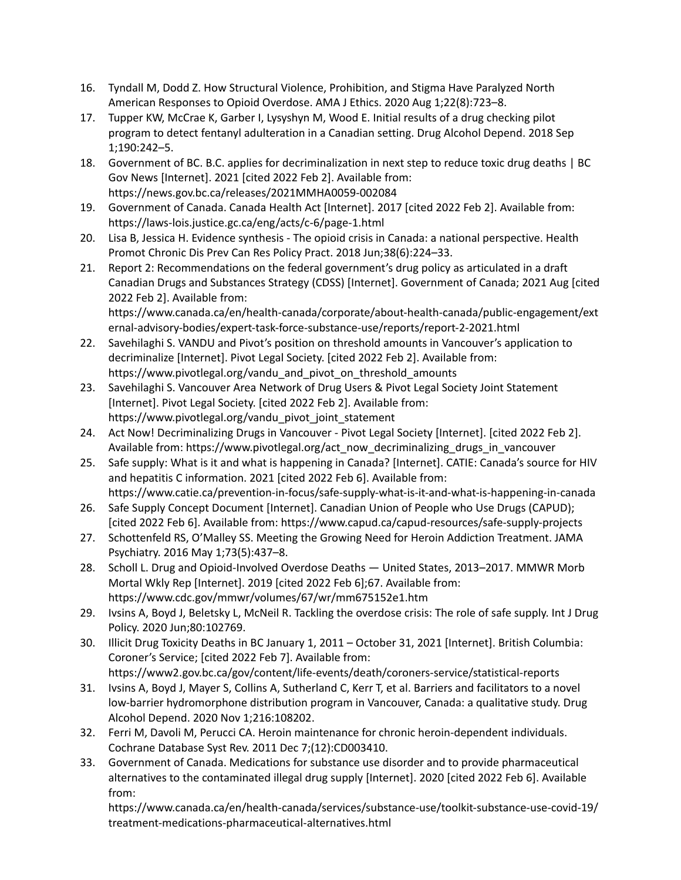16. Tyndall M, Dodd Z. How Structural Violence, Prohibition, and Stigma Have Paralyzed North American Responses to Opioid Overdose. AMA J Ethics. 2020 Aug 1;22(8):723–8.
17. Tupper KW, McCrae K, Garber I, Lysyshyn M, Wood E. Initial results of a drug checking pilot program to detect fentanyl adulteration in a Canadian setting. Drug Alcohol Depend. 2018 Sep 1;190:242–5.
18. Government of BC. B.C. applies for decriminalization in next step to reduce toxic drug deaths | BC Gov News [Internet]. 2021 [cited 2022 Feb 2]. Available from: https://news.gov.bc.ca/releases/2021MMHA0059-002084
19. Government of Canada. Canada Health Act [Internet]. 2017 [cited 2022 Feb 2]. Available from: https://laws-lois.justice.gc.ca/eng/acts/c-6/page-1.html
20. Lisa B, Jessica H. Evidence synthesis - The opioid crisis in Canada: a national perspective. Health Promot Chronic Dis Prev Can Res Policy Pract. 2018 Jun;38(6):224–33.
21. Report 2: Recommendations on the federal government's drug policy as articulated in a draft Canadian Drugs and Substances Strategy (CDSS) [Internet]. Government of Canada; 2021 Aug [cited 2022 Feb 2]. Available from: https://www.canada.ca/en/health-canada/corporate/about-health-canada/public-engagement/external-advisory-bodies/expert-task-force-substance-use/reports/report-2-2021.html
22. Savehilaghi S. VANDU and Pivot's position on threshold amounts in Vancouver's application to decriminalize [Internet]. Pivot Legal Society. [cited 2022 Feb 2]. Available from: https://www.pivotlegal.org/vandu_and_pivot_on_threshold_amounts
23. Savehilaghi S. Vancouver Area Network of Drug Users & Pivot Legal Society Joint Statement [Internet]. Pivot Legal Society. [cited 2022 Feb 2]. Available from: https://www.pivotlegal.org/vandu_pivot_joint_statement
24. Act Now! Decriminalizing Drugs in Vancouver - Pivot Legal Society [Internet]. [cited 2022 Feb 2]. Available from: https://www.pivotlegal.org/act_now_decriminalizing_drugs_in_vancouver
25. Safe supply: What is it and what is happening in Canada? [Internet]. CATIE: Canada's source for HIV and hepatitis C information. 2021 [cited 2022 Feb 6]. Available from: https://www.catie.ca/prevention-in-focus/safe-supply-what-is-it-and-what-is-happening-in-canada
26. Safe Supply Concept Document [Internet]. Canadian Union of People who Use Drugs (CAPUD); [cited 2022 Feb 6]. Available from: https://www.capud.ca/capud-resources/safe-supply-projects
27. Schottenfeld RS, O'Malley SS. Meeting the Growing Need for Heroin Addiction Treatment. JAMA Psychiatry. 2016 May 1;73(5):437–8.
28. Scholl L. Drug and Opioid-Involved Overdose Deaths — United States, 2013–2017. MMWR Morb Mortal Wkly Rep [Internet]. 2019 [cited 2022 Feb 6];67. Available from: https://www.cdc.gov/mmwr/volumes/67/wr/mm675152e1.htm
29. Ivsins A, Boyd J, Beletsky L, McNeil R. Tackling the overdose crisis: The role of safe supply. Int J Drug Policy. 2020 Jun;80:102769.
30. Illicit Drug Toxicity Deaths in BC January 1, 2011 – October 31, 2021 [Internet]. British Columbia: Coroner's Service; [cited 2022 Feb 7]. Available from: https://www2.gov.bc.ca/gov/content/life-events/death/coroners-service/statistical-reports
31. Ivsins A, Boyd J, Mayer S, Collins A, Sutherland C, Kerr T, et al. Barriers and facilitators to a novel low-barrier hydromorphone distribution program in Vancouver, Canada: a qualitative study. Drug Alcohol Depend. 2020 Nov 1;216:108202.
32. Ferri M, Davoli M, Perucci CA. Heroin maintenance for chronic heroin-dependent individuals. Cochrane Database Syst Rev. 2011 Dec 7;(12):CD003410.
33. Government of Canada. Medications for substance use disorder and to provide pharmaceutical alternatives to the contaminated illegal drug supply [Internet]. 2020 [cited 2022 Feb 6]. Available from: https://www.canada.ca/en/health-canada/services/substance-use/toolkit-substance-use-covid-19/treatment-medications-pharmaceutical-alternatives.html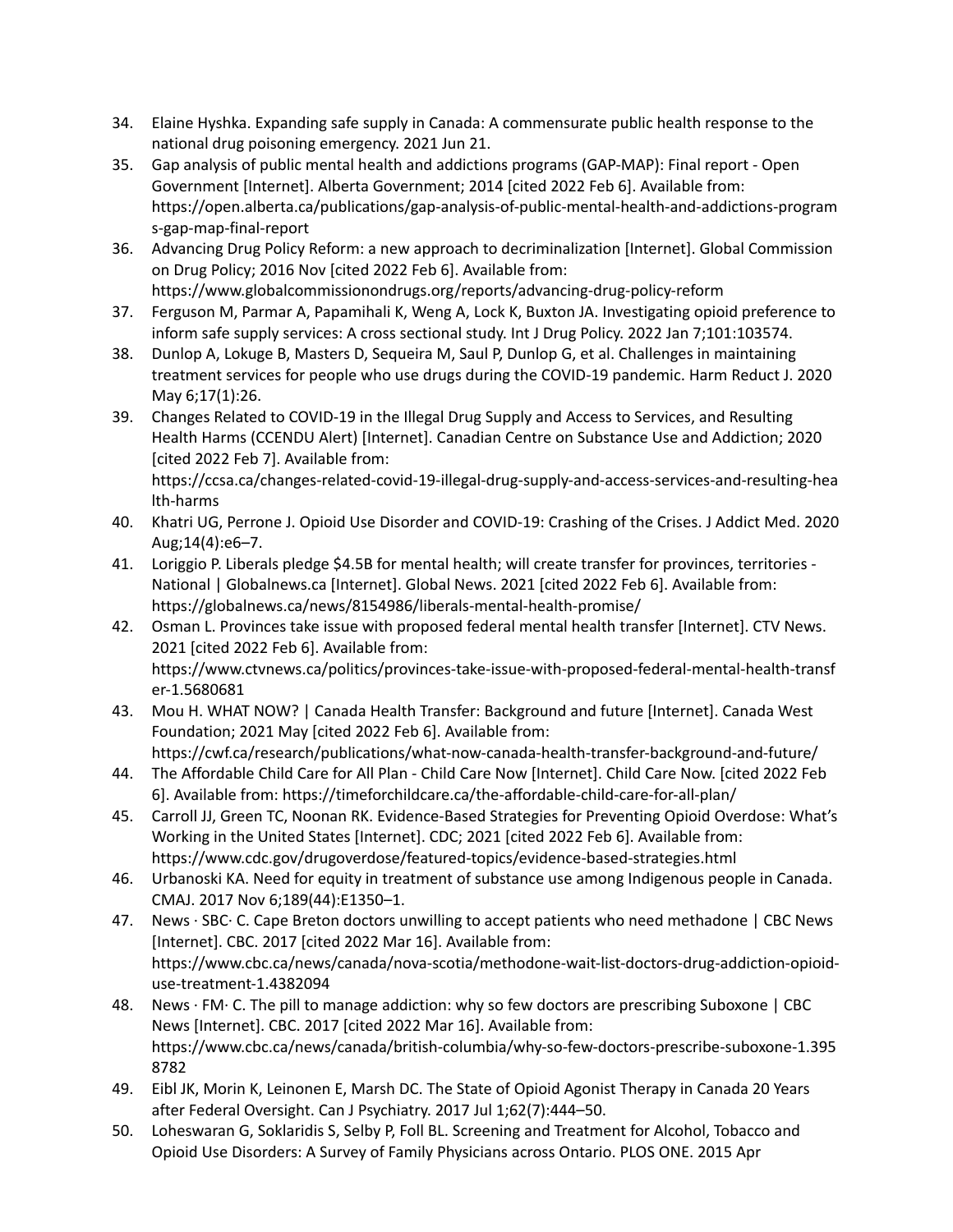34. Elaine Hyshka. Expanding safe supply in Canada: A commensurate public health response to the national drug poisoning emergency. 2021 Jun 21.
35. Gap analysis of public mental health and addictions programs (GAP-MAP): Final report - Open Government [Internet]. Alberta Government; 2014 [cited 2022 Feb 6]. Available from: https://open.alberta.ca/publications/gap-analysis-of-public-mental-health-and-addictions-programs-gap-map-final-report
36. Advancing Drug Policy Reform: a new approach to decriminalization [Internet]. Global Commission on Drug Policy; 2016 Nov [cited 2022 Feb 6]. Available from: https://www.globalcommissionondrugs.org/reports/advancing-drug-policy-reform
37. Ferguson M, Parmar A, Papamihali K, Weng A, Lock K, Buxton JA. Investigating opioid preference to inform safe supply services: A cross sectional study. Int J Drug Policy. 2022 Jan 7;101:103574.
38. Dunlop A, Lokuge B, Masters D, Sequeira M, Saul P, Dunlop G, et al. Challenges in maintaining treatment services for people who use drugs during the COVID-19 pandemic. Harm Reduct J. 2020 May 6;17(1):26.
39. Changes Related to COVID-19 in the Illegal Drug Supply and Access to Services, and Resulting Health Harms (CCENDU Alert) [Internet]. Canadian Centre on Substance Use and Addiction; 2020 [cited 2022 Feb 7]. Available from: https://ccsa.ca/changes-related-covid-19-illegal-drug-supply-and-access-services-and-resulting-health-harms
40. Khatri UG, Perrone J. Opioid Use Disorder and COVID-19: Crashing of the Crises. J Addict Med. 2020 Aug;14(4):e6–7.
41. Loriggio P. Liberals pledge $4.5B for mental health; will create transfer for provinces, territories - National | Globalnews.ca [Internet]. Global News. 2021 [cited 2022 Feb 6]. Available from: https://globalnews.ca/news/8154986/liberals-mental-health-promise/
42. Osman L. Provinces take issue with proposed federal mental health transfer [Internet]. CTV News. 2021 [cited 2022 Feb 6]. Available from: https://www.ctvnews.ca/politics/provinces-take-issue-with-proposed-federal-mental-health-transfer-1.5680681
43. Mou H. WHAT NOW? | Canada Health Transfer: Background and future [Internet]. Canada West Foundation; 2021 May [cited 2022 Feb 6]. Available from: https://cwf.ca/research/publications/what-now-canada-health-transfer-background-and-future/
44. The Affordable Child Care for All Plan - Child Care Now [Internet]. Child Care Now. [cited 2022 Feb 6]. Available from: https://timeforchildcare.ca/the-affordable-child-care-for-all-plan/
45. Carroll JJ, Green TC, Noonan RK. Evidence-Based Strategies for Preventing Opioid Overdose: What's Working in the United States [Internet]. CDC; 2021 [cited 2022 Feb 6]. Available from: https://www.cdc.gov/drugoverdose/featured-topics/evidence-based-strategies.html
46. Urbanoski KA. Need for equity in treatment of substance use among Indigenous people in Canada. CMAJ. 2017 Nov 6;189(44):E1350–1.
47. News · SBC· C. Cape Breton doctors unwilling to accept patients who need methadone | CBC News [Internet]. CBC. 2017 [cited 2022 Mar 16]. Available from: https://www.cbc.ca/news/canada/nova-scotia/methodone-wait-list-doctors-drug-addiction-opioid-use-treatment-1.4382094
48. News · FM· C. The pill to manage addiction: why so few doctors are prescribing Suboxone | CBC News [Internet]. CBC. 2017 [cited 2022 Mar 16]. Available from: https://www.cbc.ca/news/canada/british-columbia/why-so-few-doctors-prescribe-suboxone-1.3958782
49. Eibl JK, Morin K, Leinonen E, Marsh DC. The State of Opioid Agonist Therapy in Canada 20 Years after Federal Oversight. Can J Psychiatry. 2017 Jul 1;62(7):444–50.
50. Loheswaran G, Soklaridis S, Selby P, Foll BL. Screening and Treatment for Alcohol, Tobacco and Opioid Use Disorders: A Survey of Family Physicians across Ontario. PLOS ONE. 2015 Apr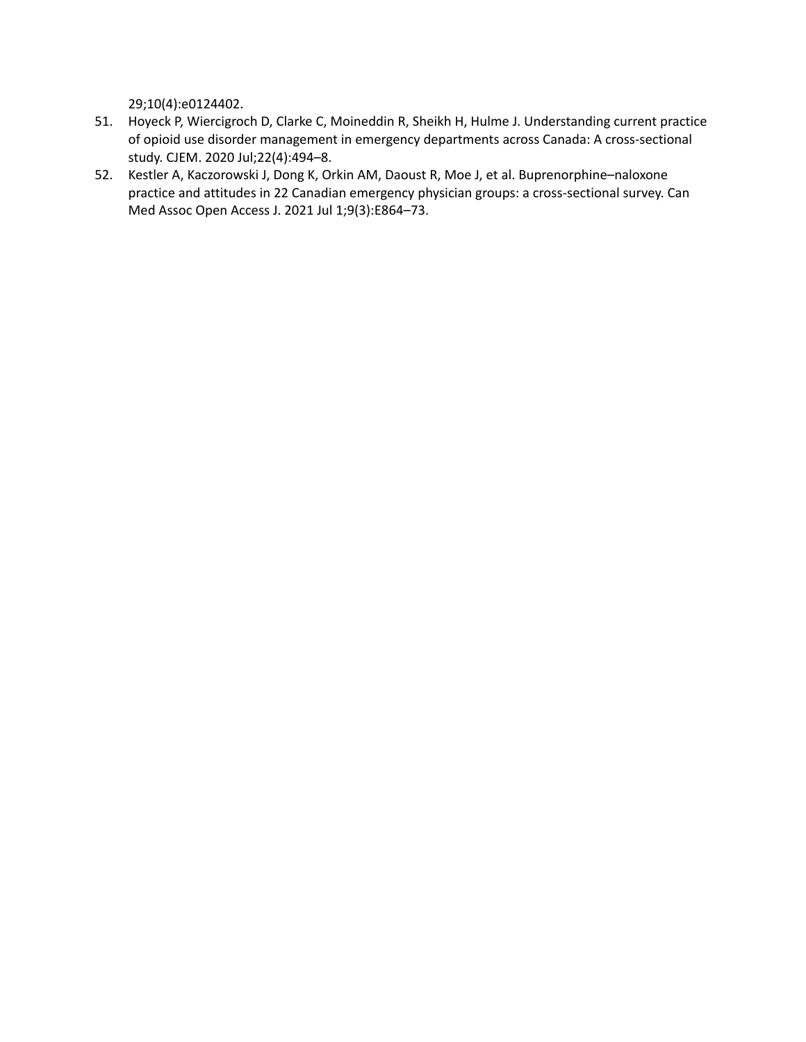29;10(4):e0124402.

51. Hoyeck P, Wiercigroch D, Clarke C, Moineddin R, Sheikh H, Hulme J. Understanding current practice of opioid use disorder management in emergency departments across Canada: A cross-sectional study. CJEM. 2020 Jul;22(4):494–8.
52. Kestler A, Kaczorowski J, Dong K, Orkin AM, Daoust R, Moe J, et al. Buprenorphine–naloxone practice and attitudes in 22 Canadian emergency physician groups: a cross-sectional survey. Can Med Assoc Open Access J. 2021 Jul 1;9(3):E864–73.